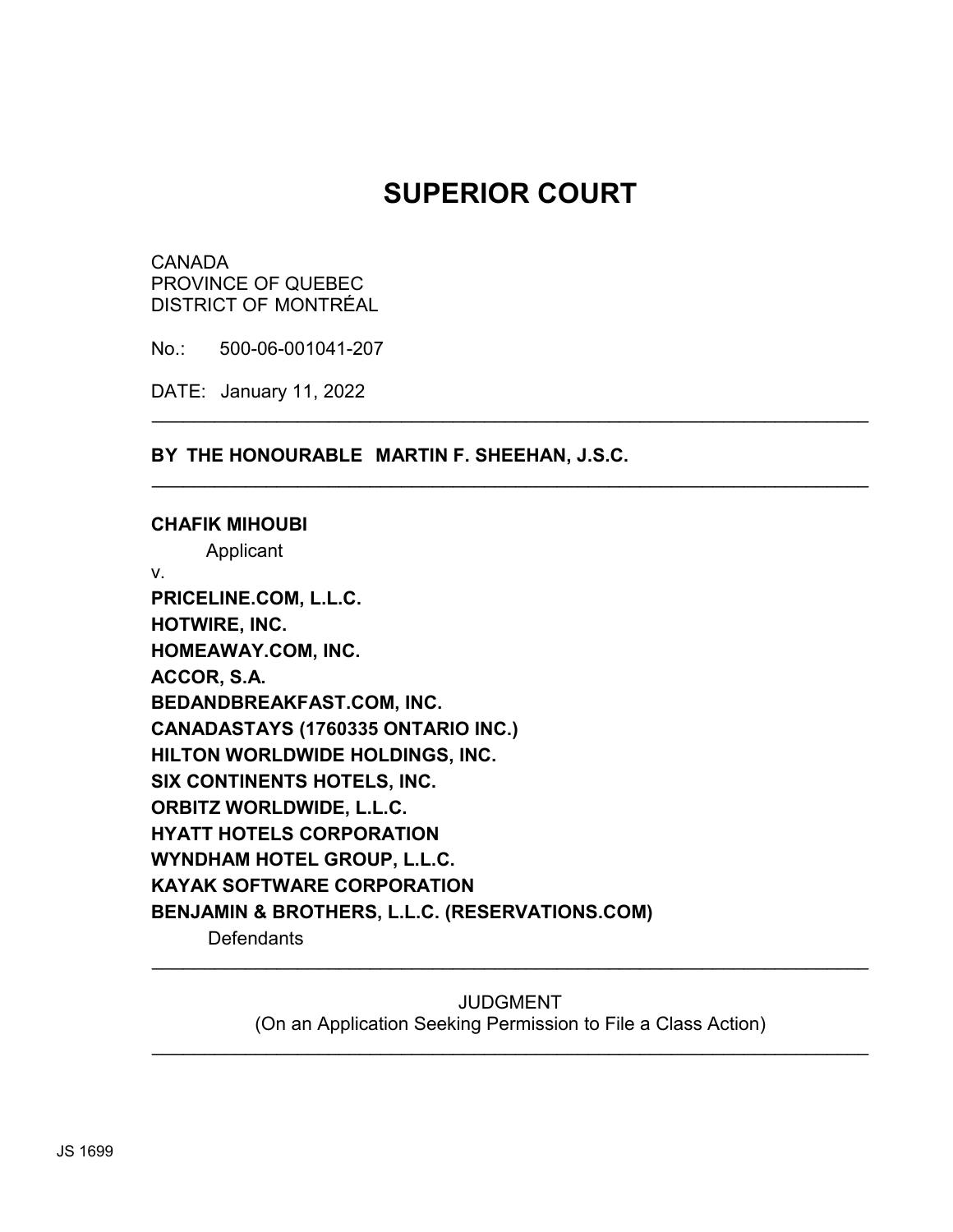# SUPERIOR COURT

CANADA
PROVINCE OF QUEBEC
DISTRICT OF MONTRÉAL

No.: 500-06-001041-207

DATE: January 11, 2022

---

**BY THE HONOURABLE MARTIN F. SHEEHAN, J.S.C.**

---

**CHAFIK MIHOUBI**
Applicant

v.

**PRICELINE.COM, L.L.C.**
**HOTWIRE, INC.**
**HOMEAWAY.COM, INC.**
**ACCOR, S.A.**
**BEDANDBREAKFAST.COM, INC.**
**CANADASTAYS (1760335 ONTARIO INC.)**
**HILTON WORLDWIDE HOLDINGS, INC.**
**SIX CONTINENTS HOTELS, INC.**
**ORBITZ WORLDWIDE, L.L.C.**
**HYATT HOTELS CORPORATION**
**WYNDHAM HOTEL GROUP, L.L.C.**
**KAYAK SOFTWARE CORPORATION**
**BENJAMIN & BROTHERS, L.L.C. (RESERVATIONS.COM)**
Defendants

---

JUDGMENT
(On an Application Seeking Permission to File a Class Action)

---

JS 1699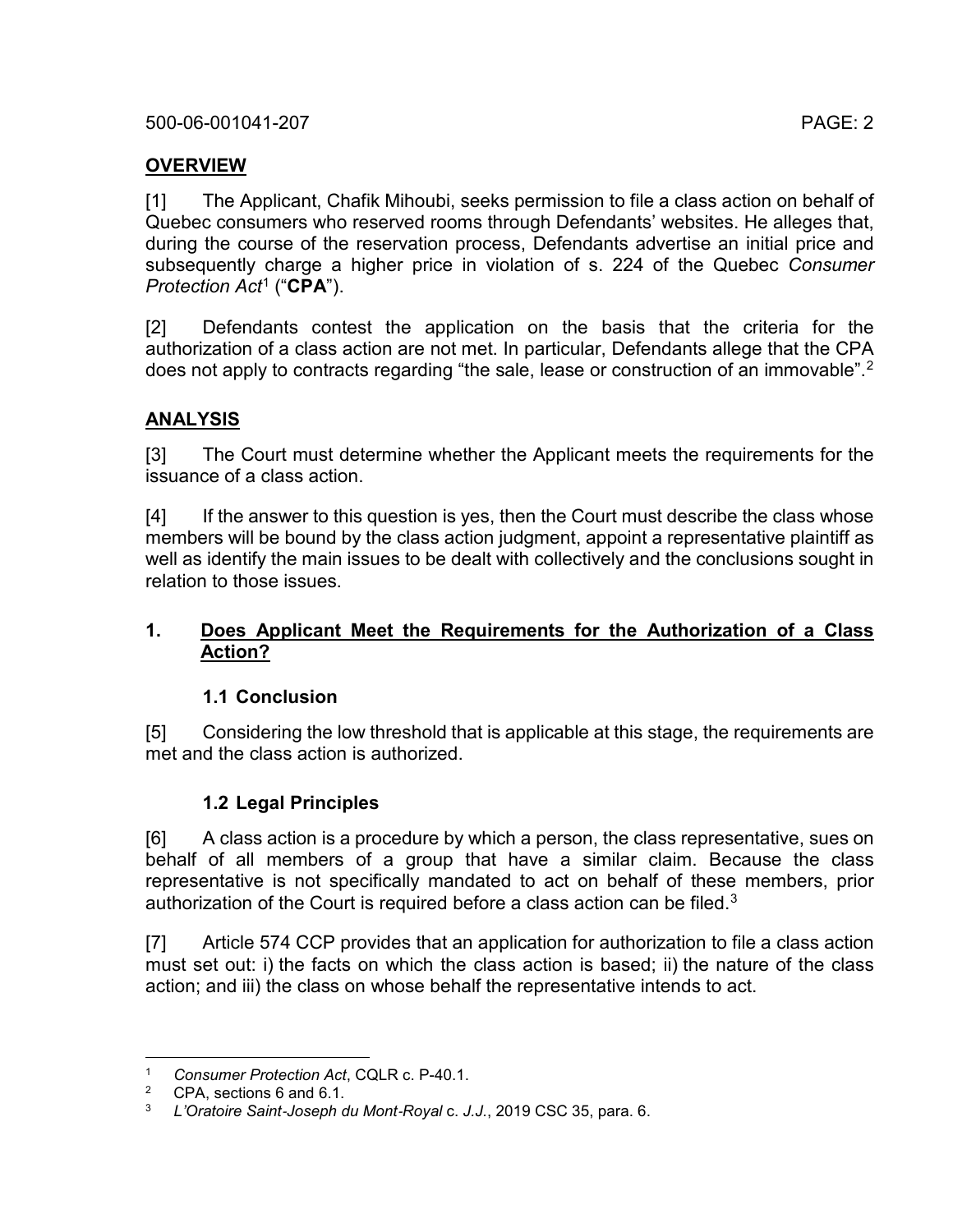## OVERVIEW

[1] The Applicant, Chafik Mihoubi, seeks permission to file a class action on behalf of Quebec consumers who reserved rooms through Defendants' websites. He alleges that, during the course of the reservation process, Defendants advertise an initial price and subsequently charge a higher price in violation of s. 224 of the Quebec *Consumer Protection Act*[1] ("**CPA**").

[2] Defendants contest the application on the basis that the criteria for the authorization of a class action are not met. In particular, Defendants allege that the CPA does not apply to contracts regarding "the sale, lease or construction of an immovable".[2]

## ANALYSIS

[3] The Court must determine whether the Applicant meets the requirements for the issuance of a class action.

[4] If the answer to this question is yes, then the Court must describe the class whose members will be bound by the class action judgment, appoint a representative plaintiff as well as identify the main issues to be dealt with collectively and the conclusions sought in relation to those issues.

### 1. Does Applicant Meet the Requirements for the Authorization of a Class Action?

#### 1.1 Conclusion

[5] Considering the low threshold that is applicable at this stage, the requirements are met and the class action is authorized.

#### 1.2 Legal Principles

[6] A class action is a procedure by which a person, the class representative, sues on behalf of all members of a group that have a similar claim. Because the class representative is not specifically mandated to act on behalf of these members, prior authorization of the Court is required before a class action can be filed.[3]

[7] Article 574 CCP provides that an application for authorization to file a class action must set out: i) the facts on which the class action is based; ii) the nature of the class action; and iii) the class on whose behalf the representative intends to act.

---

[1] *Consumer Protection Act*, CQLR c. P-40.1.

[2] CPA, sections 6 and 6.1.

[3] *L'Oratoire Saint-Joseph du Mont-Royal* c. *J.J.*, 2019 CSC 35, para. 6.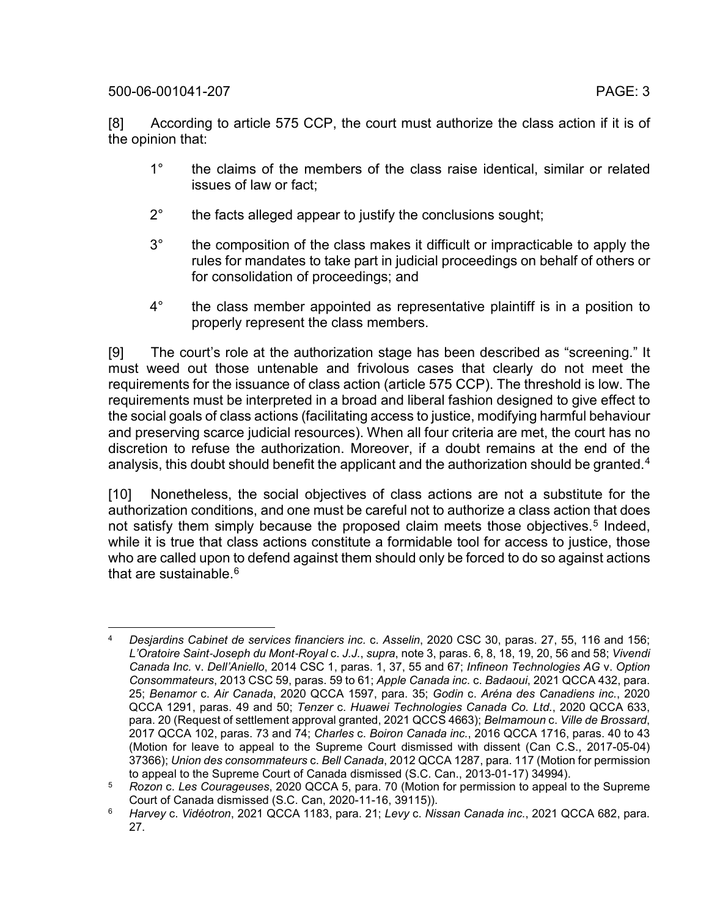[8] According to article 575 CCP, the court must authorize the class action if it is of the opinion that:

1° the claims of the members of the class raise identical, similar or related issues of law or fact;

2° the facts alleged appear to justify the conclusions sought;

3° the composition of the class makes it difficult or impracticable to apply the rules for mandates to take part in judicial proceedings on behalf of others or for consolidation of proceedings; and

4° the class member appointed as representative plaintiff is in a position to properly represent the class members.

[9] The court's role at the authorization stage has been described as "screening." It must weed out those untenable and frivolous cases that clearly do not meet the requirements for the issuance of class action (article 575 CCP). The threshold is low. The requirements must be interpreted in a broad and liberal fashion designed to give effect to the social goals of class actions (facilitating access to justice, modifying harmful behaviour and preserving scarce judicial resources). When all four criteria are met, the court has no discretion to refuse the authorization. Moreover, if a doubt remains at the end of the analysis, this doubt should benefit the applicant and the authorization should be granted.[4]

[10] Nonetheless, the social objectives of class actions are not a substitute for the authorization conditions, and one must be careful not to authorize a class action that does not satisfy them simply because the proposed claim meets those objectives.[5] Indeed, while it is true that class actions constitute a formidable tool for access to justice, those who are called upon to defend against them should only be forced to do so against actions that are sustainable.[6]

---

[4] *Desjardins Cabinet de services financiers inc.* c. *Asselin*, 2020 CSC 30, paras. 27, 55, 116 and 156; *L'Oratoire Saint-Joseph du Mont-Royal* c. *J.J.*, *supra*, note 3, paras. 6, 8, 18, 19, 20, 56 and 58; *Vivendi Canada Inc.* v. *Dell'Aniello*, 2014 CSC 1, paras. 1, 37, 55 and 67; *Infineon Technologies AG* v. *Option Consommateurs*, 2013 CSC 59, paras. 59 to 61; *Apple Canada inc.* c. *Badaoui*, 2021 QCCA 432, para. 25; *Benamor* c. *Air Canada*, 2020 QCCA 1597, para. 35; *Godin* c. *Aréna des Canadiens inc.*, 2020 QCCA 1291, paras. 49 and 50; *Tenzer* c. *Huawei Technologies Canada Co. Ltd.*, 2020 QCCA 633, para. 20 (Request of settlement approval granted, 2021 QCCS 4663); *Belmamoun* c. *Ville de Brossard*, 2017 QCCA 102, paras. 73 and 74; *Charles* c. *Boiron Canada inc.*, 2016 QCCA 1716, paras. 40 to 43 (Motion for leave to appeal to the Supreme Court dismissed with dissent (Can C.S., 2017-05-04) 37366); *Union des consommateurs* c. *Bell Canada*, 2012 QCCA 1287, para. 117 (Motion for permission to appeal to the Supreme Court of Canada dismissed (S.C. Can., 2013-01-17) 34994).

[5] *Rozon* c. *Les Courageuses*, 2020 QCCA 5, para. 70 (Motion for permission to appeal to the Supreme Court of Canada dismissed (S.C. Can, 2020-11-16, 39115)).

[6] *Harvey* c. *Vidéotron*, 2021 QCCA 1183, para. 21; *Levy* c. *Nissan Canada inc.*, 2021 QCCA 682, para. 27.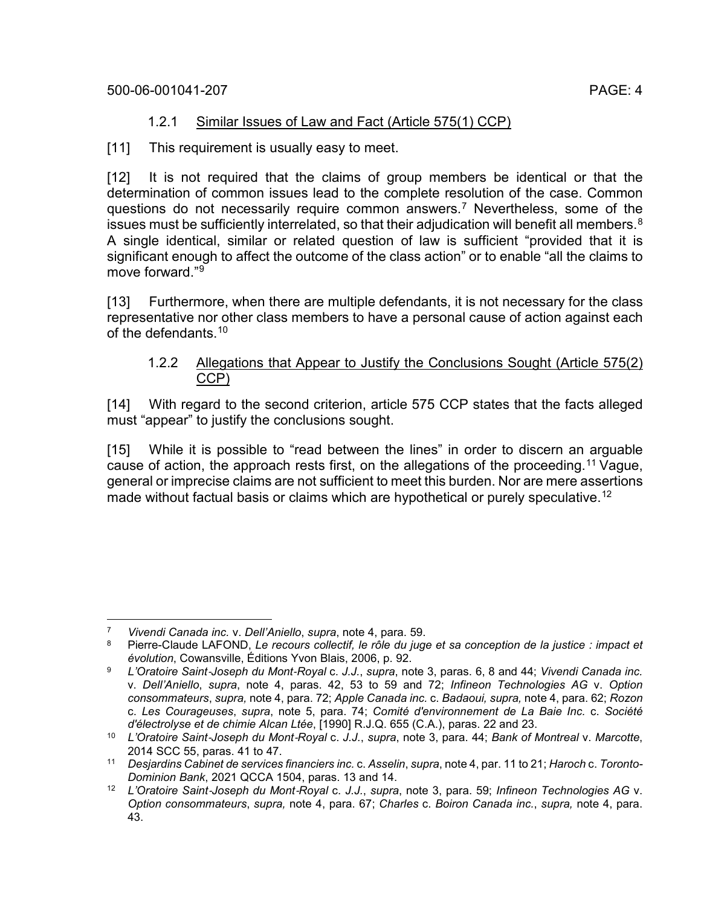### 1.2.1 Similar Issues of Law and Fact (Article 575(1) CCP)

[11] This requirement is usually easy to meet.

[12] It is not required that the claims of group members be identical or that the determination of common issues lead to the complete resolution of the case. Common questions do not necessarily require common answers.[7] Nevertheless, some of the issues must be sufficiently interrelated, so that their adjudication will benefit all members.[8] A single identical, similar or related question of law is sufficient "provided that it is significant enough to affect the outcome of the class action" or to enable "all the claims to move forward."[9]

[13] Furthermore, when there are multiple defendants, it is not necessary for the class representative nor other class members to have a personal cause of action against each of the defendants.[10]

### 1.2.2 Allegations that Appear to Justify the Conclusions Sought (Article 575(2) CCP)

[14] With regard to the second criterion, article 575 CCP states that the facts alleged must "appear" to justify the conclusions sought.

[15] While it is possible to "read between the lines" in order to discern an arguable cause of action, the approach rests first, on the allegations of the proceeding.[11] Vague, general or imprecise claims are not sufficient to meet this burden. Nor are mere assertions made without factual basis or claims which are hypothetical or purely speculative.[12]

---

[7] *Vivendi Canada inc.* v. *Dell'Aniello*, *supra*, note 4, para. 59.

[8] Pierre-Claude LAFOND, *Le recours collectif, le rôle du juge et sa conception de la justice : impact et évolution*, Cowansville, Éditions Yvon Blais, 2006, p. 92.

[9] *L'Oratoire Saint-Joseph du Mont-Royal* c. *J.J.*, *supra*, note 3, paras. 6, 8 and 44; *Vivendi Canada inc.* v. *Dell'Aniello*, *supra*, note 4, paras. 42, 53 to 59 and 72; *Infineon Technologies AG* v. *Option consommateurs*, *supra,* note 4, para. 72; *Apple Canada inc.* c. *Badaoui, supra,* note 4, para. 62; *Rozon* c. *Les Courageuses*, *supra*, note 5, para. 74; *Comité d'environnement de La Baie Inc.* c. *Société d'électrolyse et de chimie Alcan Ltée*, [1990] R.J.Q. 655 (C.A.), paras. 22 and 23.

[10] *L'Oratoire Saint-Joseph du Mont-Royal* c. *J.J.*, *supra*, note 3, para. 44; *Bank of Montreal* v. *Marcotte*, 2014 SCC 55, paras. 41 to 47.

[11] *Desjardins Cabinet de services financiers inc.* c. *Asselin*, *supra*, note 4, par. 11 to 21; *Haroch* c. *Toronto-Dominion Bank*, 2021 QCCA 1504, paras. 13 and 14.

[12] *L'Oratoire Saint-Joseph du Mont-Royal* c. *J.J.*, *supra*, note 3, para. 59; *Infineon Technologies AG* v. *Option consommateurs*, *supra,* note 4, para. 67; *Charles* c. *Boiron Canada inc.*, *supra,* note 4, para. 43.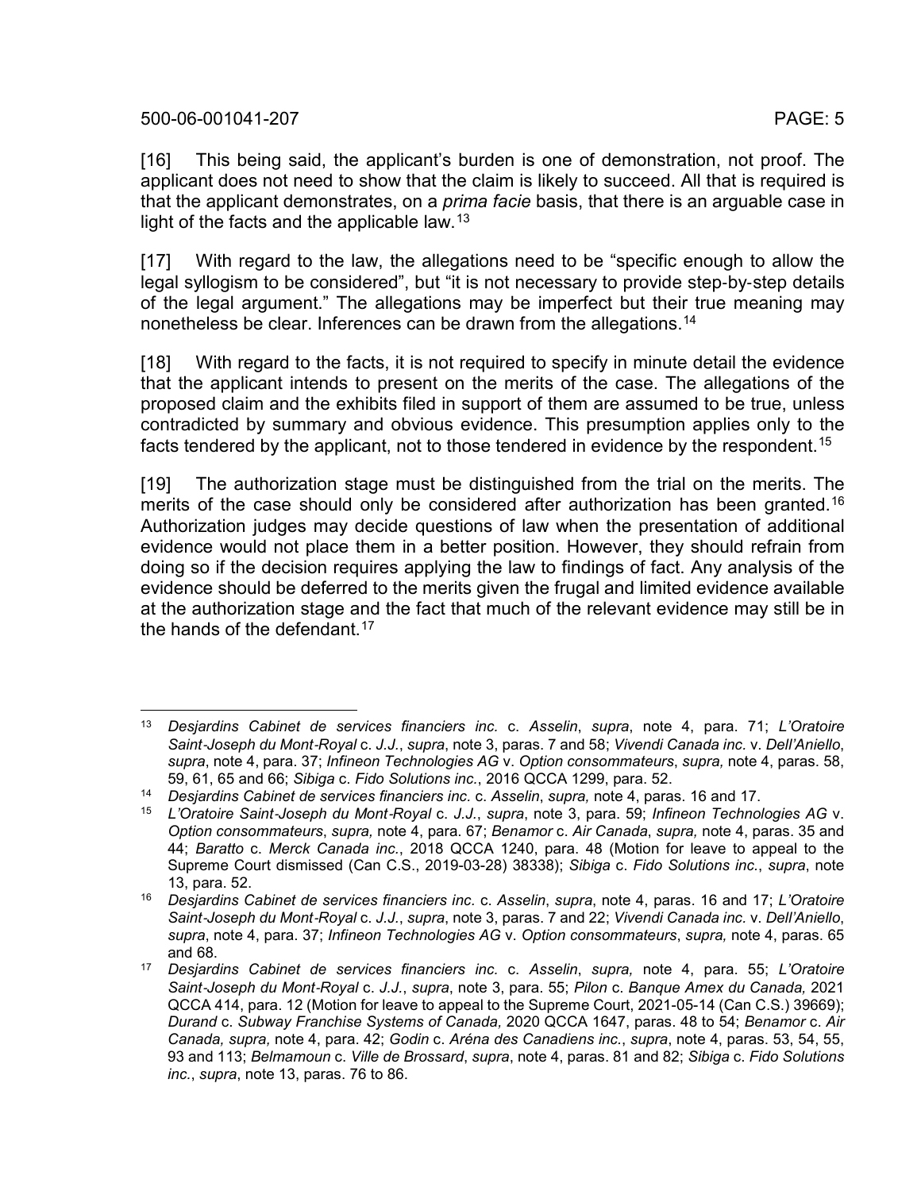[16] This being said, the applicant's burden is one of demonstration, not proof. The applicant does not need to show that the claim is likely to succeed. All that is required is that the applicant demonstrates, on a *prima facie* basis, that there is an arguable case in light of the facts and the applicable law.[13]

[17] With regard to the law, the allegations need to be "specific enough to allow the legal syllogism to be considered", but "it is not necessary to provide step-by-step details of the legal argument." The allegations may be imperfect but their true meaning may nonetheless be clear. Inferences can be drawn from the allegations.[14]

[18] With regard to the facts, it is not required to specify in minute detail the evidence that the applicant intends to present on the merits of the case. The allegations of the proposed claim and the exhibits filed in support of them are assumed to be true, unless contradicted by summary and obvious evidence. This presumption applies only to the facts tendered by the applicant, not to those tendered in evidence by the respondent.[15]

[19] The authorization stage must be distinguished from the trial on the merits. The merits of the case should only be considered after authorization has been granted.[16] Authorization judges may decide questions of law when the presentation of additional evidence would not place them in a better position. However, they should refrain from doing so if the decision requires applying the law to findings of fact. Any analysis of the evidence should be deferred to the merits given the frugal and limited evidence available at the authorization stage and the fact that much of the relevant evidence may still be in the hands of the defendant.[17]

---

[13] *Desjardins Cabinet de services financiers inc.* c. *Asselin*, *supra*, note 4, para. 71; *L'Oratoire Saint-Joseph du Mont-Royal* c. *J.J.*, *supra*, note 3, paras. 7 and 58; *Vivendi Canada inc.* v. *Dell'Aniello*, *supra*, note 4, para. 37; *Infineon Technologies AG* v. *Option consommateurs*, *supra,* note 4, paras. 58, 59, 61, 65 and 66; *Sibiga* c. *Fido Solutions inc.*, 2016 QCCA 1299, para. 52.

[14] *Desjardins Cabinet de services financiers inc.* c. *Asselin*, *supra,* note 4, paras. 16 and 17.

[15] *L'Oratoire Saint-Joseph du Mont-Royal* c. *J.J.*, *supra*, note 3, para. 59; *Infineon Technologies AG* v. *Option consommateurs*, *supra,* note 4, para. 67; *Benamor* c. *Air Canada*, *supra,* note 4, paras. 35 and 44; *Baratto* c. *Merck Canada inc.*, 2018 QCCA 1240, para. 48 (Motion for leave to appeal to the Supreme Court dismissed (Can C.S., 2019-03-28) 38338); *Sibiga* c. *Fido Solutions inc.*, *supra*, note 13, para. 52.

[16] *Desjardins Cabinet de services financiers inc.* c. *Asselin*, *supra*, note 4, paras. 16 and 17; *L'Oratoire Saint-Joseph du Mont-Royal* c. *J.J.*, *supra*, note 3, paras. 7 and 22; *Vivendi Canada inc.* v. *Dell'Aniello*, *supra*, note 4, para. 37; *Infineon Technologies AG* v. *Option consommateurs*, *supra,* note 4, paras. 65 and 68.

[17] *Desjardins Cabinet de services financiers inc.* c. *Asselin*, *supra,* note 4, para. 55; *L'Oratoire Saint-Joseph du Mont-Royal* c. *J.J.*, *supra*, note 3, para. 55; *Pilon* c. *Banque Amex du Canada,* 2021 QCCA 414, para. 12 (Motion for leave to appeal to the Supreme Court, 2021-05-14 (Can C.S.) 39669); *Durand* c. *Subway Franchise Systems of Canada,* 2020 QCCA 1647, paras. 48 to 54; *Benamor* c. *Air Canada, supra,* note 4, para. 42; *Godin* c. *Aréna des Canadiens inc.*, *supra*, note 4, paras. 53, 54, 55, 93 and 113; *Belmamoun* c. *Ville de Brossard*, *supra*, note 4, paras. 81 and 82; *Sibiga* c. *Fido Solutions inc.*, *supra*, note 13, paras. 76 to 86.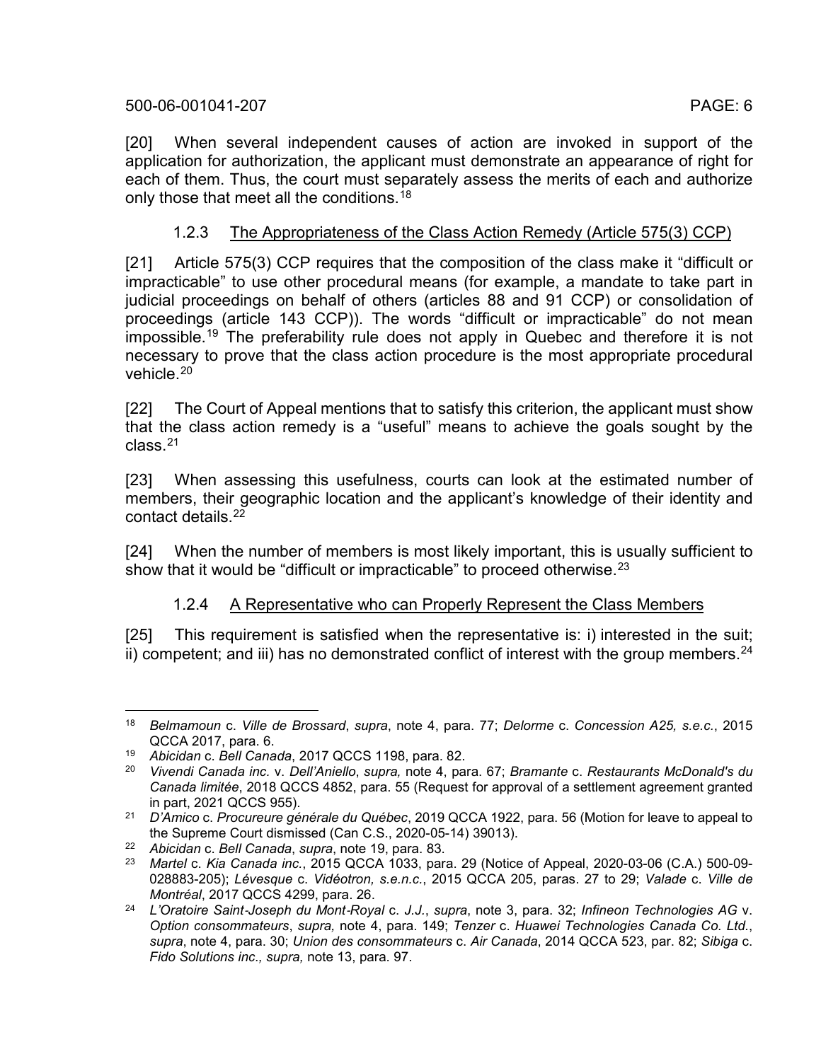[20] When several independent causes of action are invoked in support of the application for authorization, the applicant must demonstrate an appearance of right for each of them. Thus, the court must separately assess the merits of each and authorize only those that meet all the conditions.[18]

### 1.2.3 The Appropriateness of the Class Action Remedy (Article 575(3) CCP)

[21] Article 575(3) CCP requires that the composition of the class make it "difficult or impracticable" to use other procedural means (for example, a mandate to take part in judicial proceedings on behalf of others (articles 88 and 91 CCP) or consolidation of proceedings (article 143 CCP)). The words "difficult or impracticable" do not mean impossible.[19] The preferability rule does not apply in Quebec and therefore it is not necessary to prove that the class action procedure is the most appropriate procedural vehicle.[20]

[22] The Court of Appeal mentions that to satisfy this criterion, the applicant must show that the class action remedy is a "useful" means to achieve the goals sought by the class.[21]

[23] When assessing this usefulness, courts can look at the estimated number of members, their geographic location and the applicant's knowledge of their identity and contact details.[22]

[24] When the number of members is most likely important, this is usually sufficient to show that it would be "difficult or impracticable" to proceed otherwise.[23]

### 1.2.4 A Representative who can Properly Represent the Class Members

[25] This requirement is satisfied when the representative is: i) interested in the suit; ii) competent; and iii) has no demonstrated conflict of interest with the group members.[24]

---

[18] *Belmamoun* c. *Ville de Brossard*, *supra*, note 4, para. 77; *Delorme* c. *Concession A25, s.e.c.*, 2015 QCCA 2017, para. 6.

[19] *Abicidan* c. *Bell Canada*, 2017 QCCS 1198, para. 82.

[20] *Vivendi Canada inc.* v. *Dell'Aniello*, *supra,* note 4, para. 67; *Bramante* c. *Restaurants McDonald's du Canada limitée*, 2018 QCCS 4852, para. 55 (Request for approval of a settlement agreement granted in part, 2021 QCCS 955).

[21] *D'Amico* c. *Procureure générale du Québec*, 2019 QCCA 1922, para. 56 (Motion for leave to appeal to the Supreme Court dismissed (Can C.S., 2020-05-14) 39013).

[22] *Abicidan* c. *Bell Canada*, *supra*, note 19, para. 83.

[23] *Martel* c. *Kia Canada inc.*, 2015 QCCA 1033, para. 29 (Notice of Appeal, 2020-03-06 (C.A.) 500-09-028883-205); *Lévesque* c. *Vidéotron, s.e.n.c.*, 2015 QCCA 205, paras. 27 to 29; *Valade* c. *Ville de Montréal*, 2017 QCCS 4299, para. 26.

[24] *L'Oratoire Saint-Joseph du Mont-Royal* c. *J.J.*, *supra*, note 3, para. 32; *Infineon Technologies AG* v. *Option consommateurs*, *supra,* note 4, para. 149; *Tenzer* c. *Huawei Technologies Canada Co. Ltd.*, *supra*, note 4, para. 30; *Union des consommateurs* c. *Air Canada*, 2014 QCCA 523, par. 82; *Sibiga* c. *Fido Solutions inc., supra,* note 13, para. 97.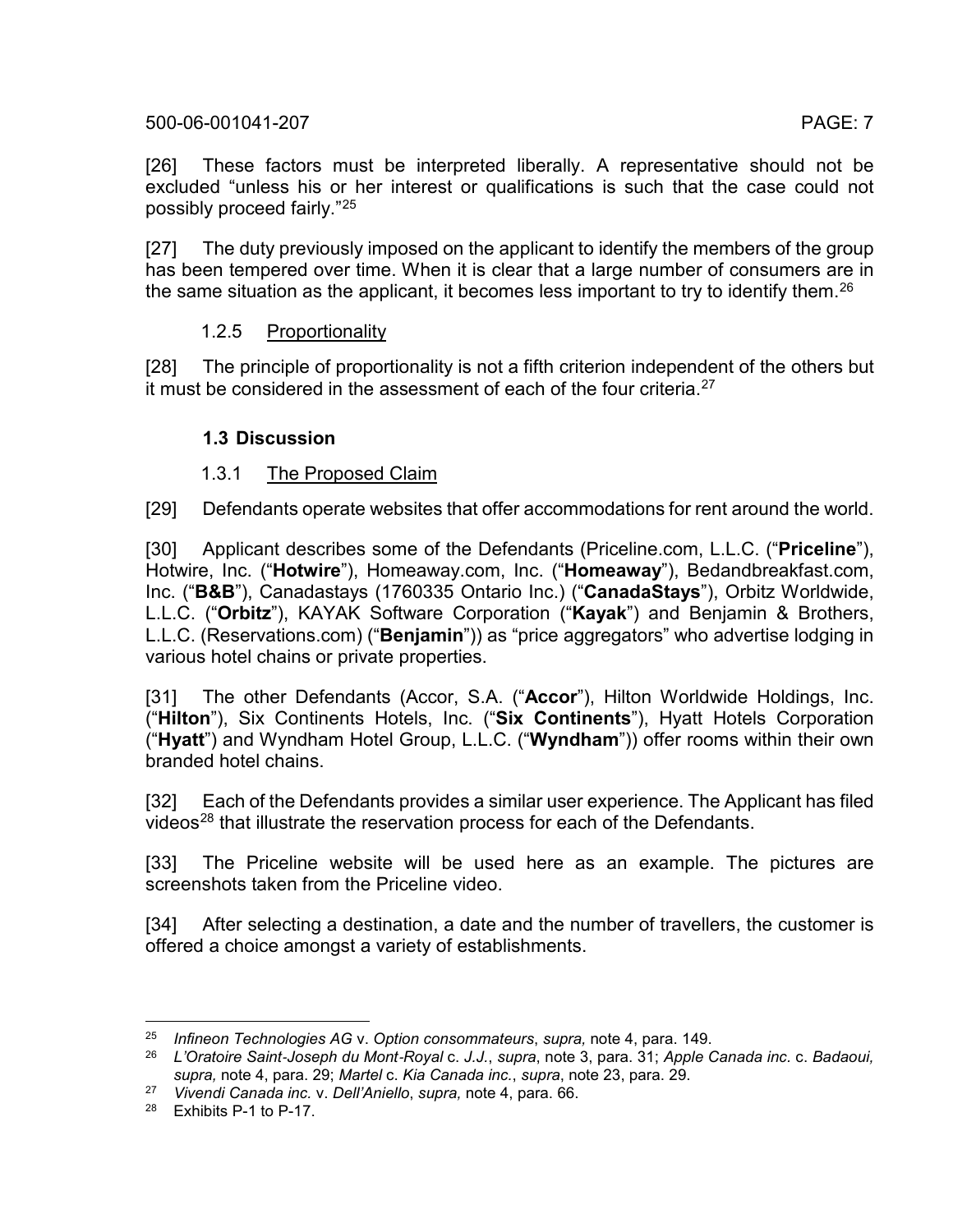[26] These factors must be interpreted liberally. A representative should not be excluded "unless his or her interest or qualifications is such that the case could not possibly proceed fairly."[25]

[27] The duty previously imposed on the applicant to identify the members of the group has been tempered over time. When it is clear that a large number of consumers are in the same situation as the applicant, it becomes less important to try to identify them.[26]

#### 1.2.5 Proportionality

[28] The principle of proportionality is not a fifth criterion independent of the others but it must be considered in the assessment of each of the four criteria.[27]

### 1.3 Discussion

#### 1.3.1 The Proposed Claim

[29] Defendants operate websites that offer accommodations for rent around the world.

[30] Applicant describes some of the Defendants (Priceline.com, L.L.C. ("**Priceline**"), Hotwire, Inc. ("**Hotwire**"), Homeaway.com, Inc. ("**Homeaway**"), Bedandbreakfast.com, Inc. ("**B&B**"), Canadastays (1760335 Ontario Inc.) ("**CanadaStays**"), Orbitz Worldwide, L.L.C. ("**Orbitz**"), KAYAK Software Corporation ("**Kayak**") and Benjamin & Brothers, L.L.C. (Reservations.com) ("**Benjamin**")) as "price aggregators" who advertise lodging in various hotel chains or private properties.

[31] The other Defendants (Accor, S.A. ("**Accor**"), Hilton Worldwide Holdings, Inc. ("**Hilton**"), Six Continents Hotels, Inc. ("**Six Continents**"), Hyatt Hotels Corporation ("**Hyatt**") and Wyndham Hotel Group, L.L.C. ("**Wyndham**")) offer rooms within their own branded hotel chains.

[32] Each of the Defendants provides a similar user experience. The Applicant has filed videos[28] that illustrate the reservation process for each of the Defendants.

[33] The Priceline website will be used here as an example. The pictures are screenshots taken from the Priceline video.

[34] After selecting a destination, a date and the number of travellers, the customer is offered a choice amongst a variety of establishments.

---

[25] *Infineon Technologies AG* v. *Option consommateurs*, *supra,* note 4, para. 149.

[26] *L'Oratoire Saint-Joseph du Mont-Royal* c. *J.J.*, *supra*, note 3, para. 31; *Apple Canada inc.* c. *Badaoui, supra,* note 4, para. 29; *Martel* c. *Kia Canada inc.*, *supra*, note 23, para. 29.

[27] *Vivendi Canada inc.* v. *Dell'Aniello*, *supra,* note 4, para. 66.

[28] Exhibits P-1 to P-17.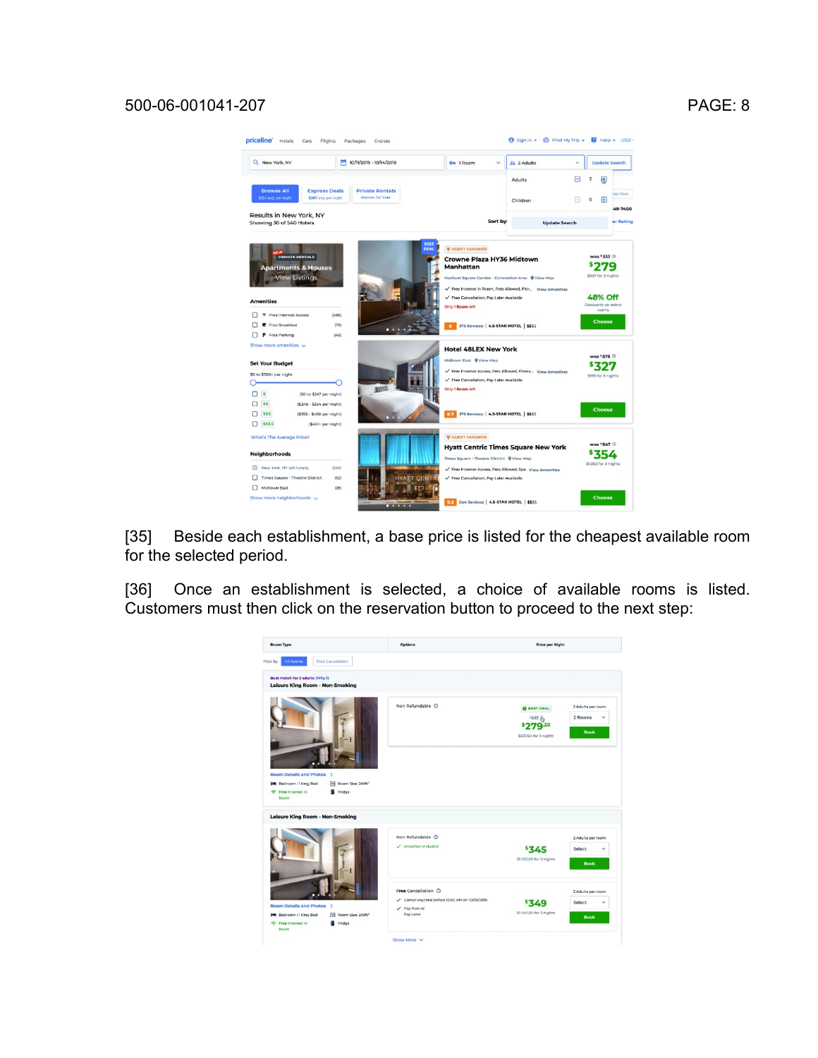[35] Beside each establishment, a base price is listed for the cheapest available room for the selected period.

[36] Once an establishment is selected, a choice of available rooms is listed. Customers must then click on the reservation button to proceed to the next step: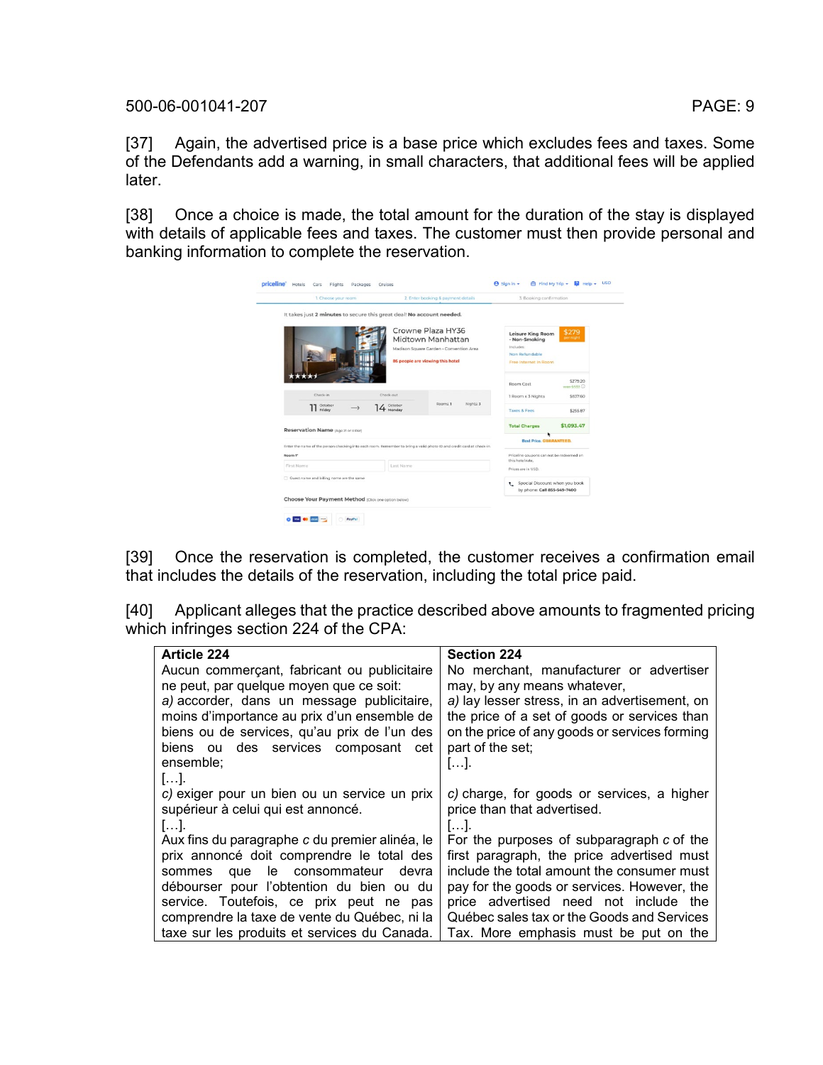[37] Again, the advertised price is a base price which excludes fees and taxes. Some of the Defendants add a warning, in small characters, that additional fees will be applied later.

[38] Once a choice is made, the total amount for the duration of the stay is displayed with details of applicable fees and taxes. The customer must then provide personal and banking information to complete the reservation.

[39] Once the reservation is completed, the customer receives a confirmation email that includes the details of the reservation, including the total price paid.

[40] Applicant alleges that the practice described above amounts to fragmented pricing which infringes section 224 of the CPA:

| **Article 224** | **Section 224** |
|---|---|
| Aucun commerçant, fabricant ou publicitaire ne peut, par quelque moyen que ce soit:<br>*a)* accorder, dans un message publicitaire, moins d'importance au prix d'un ensemble de biens ou de services, qu'au prix de l'un des biens ou des services composant cet ensemble;<br>[…].<br>*c)* exiger pour un bien ou un service un prix supérieur à celui qui est annoncé.<br>[…].<br>Aux fins du paragraphe *c* du premier alinéa, le prix annoncé doit comprendre le total des sommes que le consommateur devra débourser pour l'obtention du bien ou du service. Toutefois, ce prix peut ne pas comprendre la taxe de vente du Québec, ni la taxe sur les produits et services du Canada. | No merchant, manufacturer or advertiser may, by any means whatever,<br>*a)* lay lesser stress, in an advertisement, on the price of a set of goods or services than on the price of any goods or services forming part of the set;<br>[…].<br>*c)* charge, for goods or services, a higher price than that advertised.<br>[…].<br>For the purposes of subparagraph *c* of the first paragraph, the price advertised must include the total amount the consumer must pay for the goods or services. However, the price advertised need not include the Québec sales tax or the Goods and Services Tax. More emphasis must be put on the |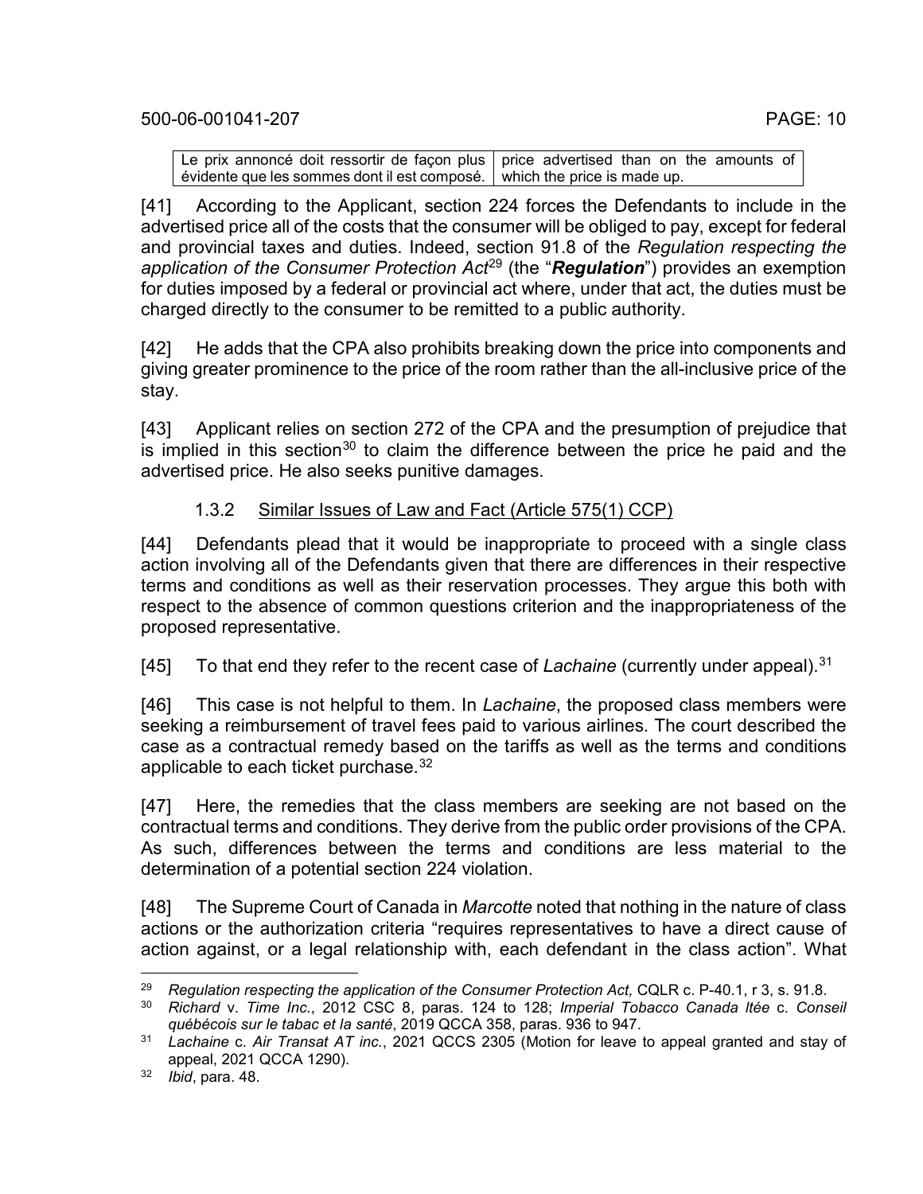| Le prix annoncé doit ressortir de façon plus évidente que les sommes dont il est composé. | price advertised than on the amounts of which the price is made up. |
|---|---|

[41] According to the Applicant, section 224 forces the Defendants to include in the advertised price all of the costs that the consumer will be obliged to pay, except for federal and provincial taxes and duties. Indeed, section 91.8 of the *Regulation respecting the application of the Consumer Protection Act*[29] (the "***Regulation***") provides an exemption for duties imposed by a federal or provincial act where, under that act, the duties must be charged directly to the consumer to be remitted to a public authority.

[42] He adds that the CPA also prohibits breaking down the price into components and giving greater prominence to the price of the room rather than the all-inclusive price of the stay.

[43] Applicant relies on section 272 of the CPA and the presumption of prejudice that is implied in this section[30] to claim the difference between the price he paid and the advertised price. He also seeks punitive damages.

### 1.3.2 Similar Issues of Law and Fact (Article 575(1) CCP)

[44] Defendants plead that it would be inappropriate to proceed with a single class action involving all of the Defendants given that there are differences in their respective terms and conditions as well as their reservation processes. They argue this both with respect to the absence of common questions criterion and the inappropriateness of the proposed representative.

[45] To that end they refer to the recent case of *Lachaine* (currently under appeal).[31]

[46] This case is not helpful to them. In *Lachaine*, the proposed class members were seeking a reimbursement of travel fees paid to various airlines. The court described the case as a contractual remedy based on the tariffs as well as the terms and conditions applicable to each ticket purchase.[32]

[47] Here, the remedies that the class members are seeking are not based on the contractual terms and conditions. They derive from the public order provisions of the CPA. As such, differences between the terms and conditions are less material to the determination of a potential section 224 violation.

[48] The Supreme Court of Canada in *Marcotte* noted that nothing in the nature of class actions or the authorization criteria "requires representatives to have a direct cause of action against, or a legal relationship with, each defendant in the class action". What

---

[29] *Regulation respecting the application of the Consumer Protection Act,* CQLR c. P-40.1, r 3, s. 91.8.

[30] *Richard* v. *Time Inc.*, 2012 CSC 8, paras. 124 to 128; *Imperial Tobacco Canada ltée* c. *Conseil québécois sur le tabac et la santé*, 2019 QCCA 358, paras. 936 to 947.

[31] *Lachaine* c. *Air Transat AT inc.*, 2021 QCCS 2305 (Motion for leave to appeal granted and stay of appeal, 2021 QCCA 1290).

[32] *Ibid*, para. 48.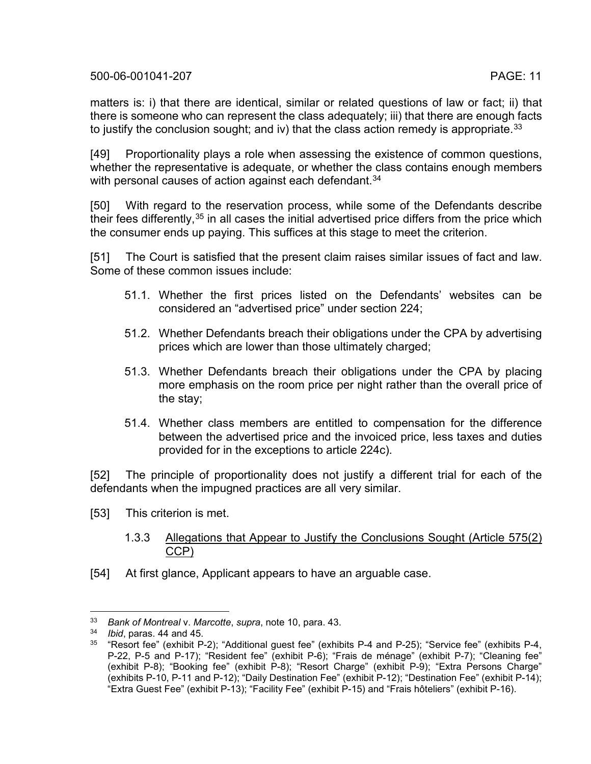matters is: i) that there are identical, similar or related questions of law or fact; ii) that there is someone who can represent the class adequately; iii) that there are enough facts to justify the conclusion sought; and iv) that the class action remedy is appropriate.[33]

[49] Proportionality plays a role when assessing the existence of common questions, whether the representative is adequate, or whether the class contains enough members with personal causes of action against each defendant.[34]

[50] With regard to the reservation process, while some of the Defendants describe their fees differently,[35] in all cases the initial advertised price differs from the price which the consumer ends up paying. This suffices at this stage to meet the criterion.

[51] The Court is satisfied that the present claim raises similar issues of fact and law. Some of these common issues include:

51.1. Whether the first prices listed on the Defendants' websites can be considered an "advertised price" under section 224;

51.2. Whether Defendants breach their obligations under the CPA by advertising prices which are lower than those ultimately charged;

51.3. Whether Defendants breach their obligations under the CPA by placing more emphasis on the room price per night rather than the overall price of the stay;

51.4. Whether class members are entitled to compensation for the difference between the advertised price and the invoiced price, less taxes and duties provided for in the exceptions to article 224c).

[52] The principle of proportionality does not justify a different trial for each of the defendants when the impugned practices are all very similar.

[53] This criterion is met.

### 1.3.3 Allegations that Appear to Justify the Conclusions Sought (Article 575(2) CCP)

[54] At first glance, Applicant appears to have an arguable case.

---

[33] *Bank of Montreal* v. *Marcotte*, *supra*, note 10, para. 43.

[34] *Ibid*, paras. 44 and 45.

[35] "Resort fee" (exhibit P-2); "Additional guest fee" (exhibits P-4 and P-25); "Service fee" (exhibits P-4, P-22, P-5 and P-17); "Resident fee" (exhibit P-6); "Frais de ménage" (exhibit P-7); "Cleaning fee" (exhibit P-8); "Booking fee" (exhibit P-8); "Resort Charge" (exhibit P-9); "Extra Persons Charge" (exhibits P-10, P-11 and P-12); "Daily Destination Fee" (exhibit P-12); "Destination Fee" (exhibit P-14); "Extra Guest Fee" (exhibit P-13); "Facility Fee" (exhibit P-15) and "Frais hôteliers" (exhibit P-16).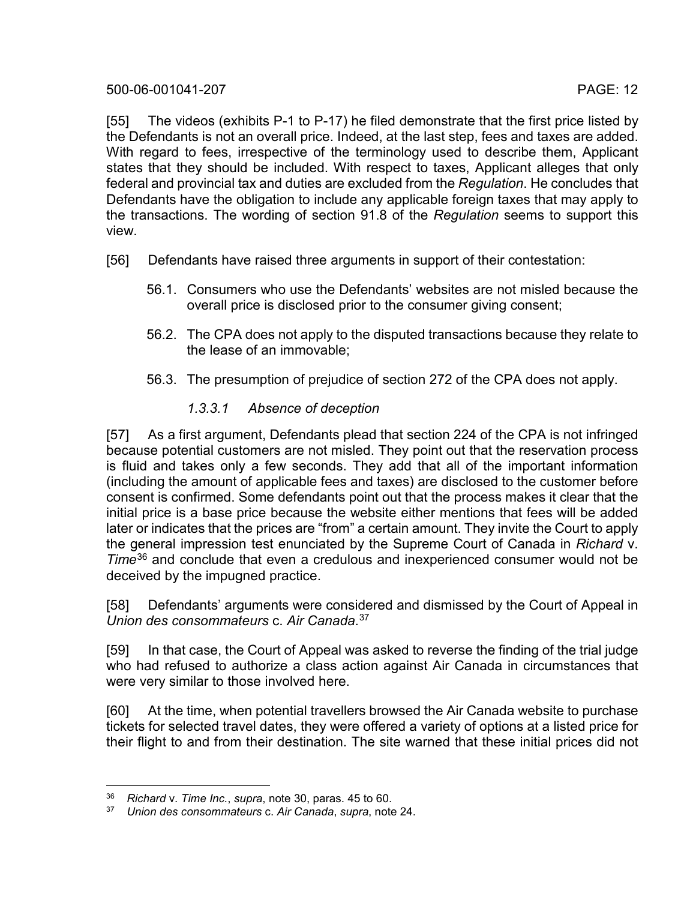[55] The videos (exhibits P-1 to P-17) he filed demonstrate that the first price listed by the Defendants is not an overall price. Indeed, at the last step, fees and taxes are added. With regard to fees, irrespective of the terminology used to describe them, Applicant states that they should be included. With respect to taxes, Applicant alleges that only federal and provincial tax and duties are excluded from the *Regulation*. He concludes that Defendants have the obligation to include any applicable foreign taxes that may apply to the transactions. The wording of section 91.8 of the *Regulation* seems to support this view.

[56] Defendants have raised three arguments in support of their contestation:

56.1. Consumers who use the Defendants' websites are not misled because the overall price is disclosed prior to the consumer giving consent;

56.2. The CPA does not apply to the disputed transactions because they relate to the lease of an immovable;

56.3. The presumption of prejudice of section 272 of the CPA does not apply.

*1.3.3.1 Absence of deception*

[57] As a first argument, Defendants plead that section 224 of the CPA is not infringed because potential customers are not misled. They point out that the reservation process is fluid and takes only a few seconds. They add that all of the important information (including the amount of applicable fees and taxes) are disclosed to the customer before consent is confirmed. Some defendants point out that the process makes it clear that the initial price is a base price because the website either mentions that fees will be added later or indicates that the prices are "from" a certain amount. They invite the Court to apply the general impression test enunciated by the Supreme Court of Canada in *Richard* v. *Time*[36] and conclude that even a credulous and inexperienced consumer would not be deceived by the impugned practice.

[58] Defendants' arguments were considered and dismissed by the Court of Appeal in *Union des consommateurs* c. *Air Canada*.[37]

[59] In that case, the Court of Appeal was asked to reverse the finding of the trial judge who had refused to authorize a class action against Air Canada in circumstances that were very similar to those involved here.

[60] At the time, when potential travellers browsed the Air Canada website to purchase tickets for selected travel dates, they were offered a variety of options at a listed price for their flight to and from their destination. The site warned that these initial prices did not

---

[36] *Richard* v. *Time Inc.*, *supra*, note 30, paras. 45 to 60.

[37] *Union des consommateurs* c. *Air Canada*, *supra*, note 24.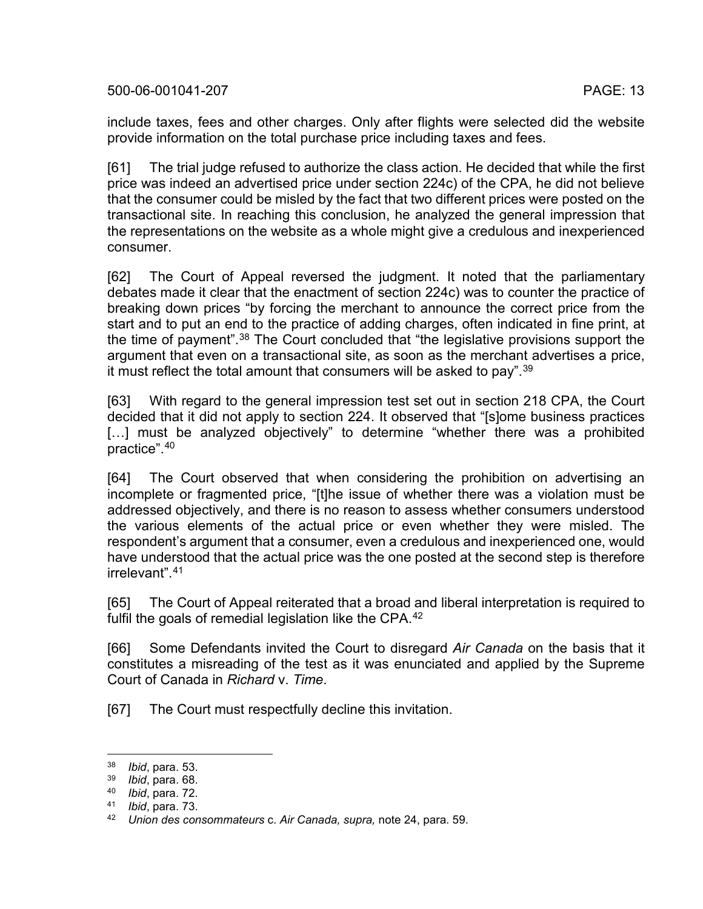include taxes, fees and other charges. Only after flights were selected did the website provide information on the total purchase price including taxes and fees.

[61] The trial judge refused to authorize the class action. He decided that while the first price was indeed an advertised price under section 224c) of the CPA, he did not believe that the consumer could be misled by the fact that two different prices were posted on the transactional site. In reaching this conclusion, he analyzed the general impression that the representations on the website as a whole might give a credulous and inexperienced consumer.

[62] The Court of Appeal reversed the judgment. It noted that the parliamentary debates made it clear that the enactment of section 224c) was to counter the practice of breaking down prices "by forcing the merchant to announce the correct price from the start and to put an end to the practice of adding charges, often indicated in fine print, at the time of payment".[38] The Court concluded that "the legislative provisions support the argument that even on a transactional site, as soon as the merchant advertises a price, it must reflect the total amount that consumers will be asked to pay".[39]

[63] With regard to the general impression test set out in section 218 CPA, the Court decided that it did not apply to section 224. It observed that "[s]ome business practices [...] must be analyzed objectively" to determine "whether there was a prohibited practice".[40]

[64] The Court observed that when considering the prohibition on advertising an incomplete or fragmented price, "[t]he issue of whether there was a violation must be addressed objectively, and there is no reason to assess whether consumers understood the various elements of the actual price or even whether they were misled. The respondent's argument that a consumer, even a credulous and inexperienced one, would have understood that the actual price was the one posted at the second step is therefore irrelevant".[41]

[65] The Court of Appeal reiterated that a broad and liberal interpretation is required to fulfil the goals of remedial legislation like the CPA.[42]

[66] Some Defendants invited the Court to disregard *Air Canada* on the basis that it constitutes a misreading of the test as it was enunciated and applied by the Supreme Court of Canada in *Richard* v. *Time*.

[67] The Court must respectfully decline this invitation.

---

[38] *Ibid*, para. 53.
[39] *Ibid*, para. 68.
[40] *Ibid*, para. 72.
[41] *Ibid*, para. 73.
[42] *Union des consommateurs* c. *Air Canada, supra,* note 24, para. 59.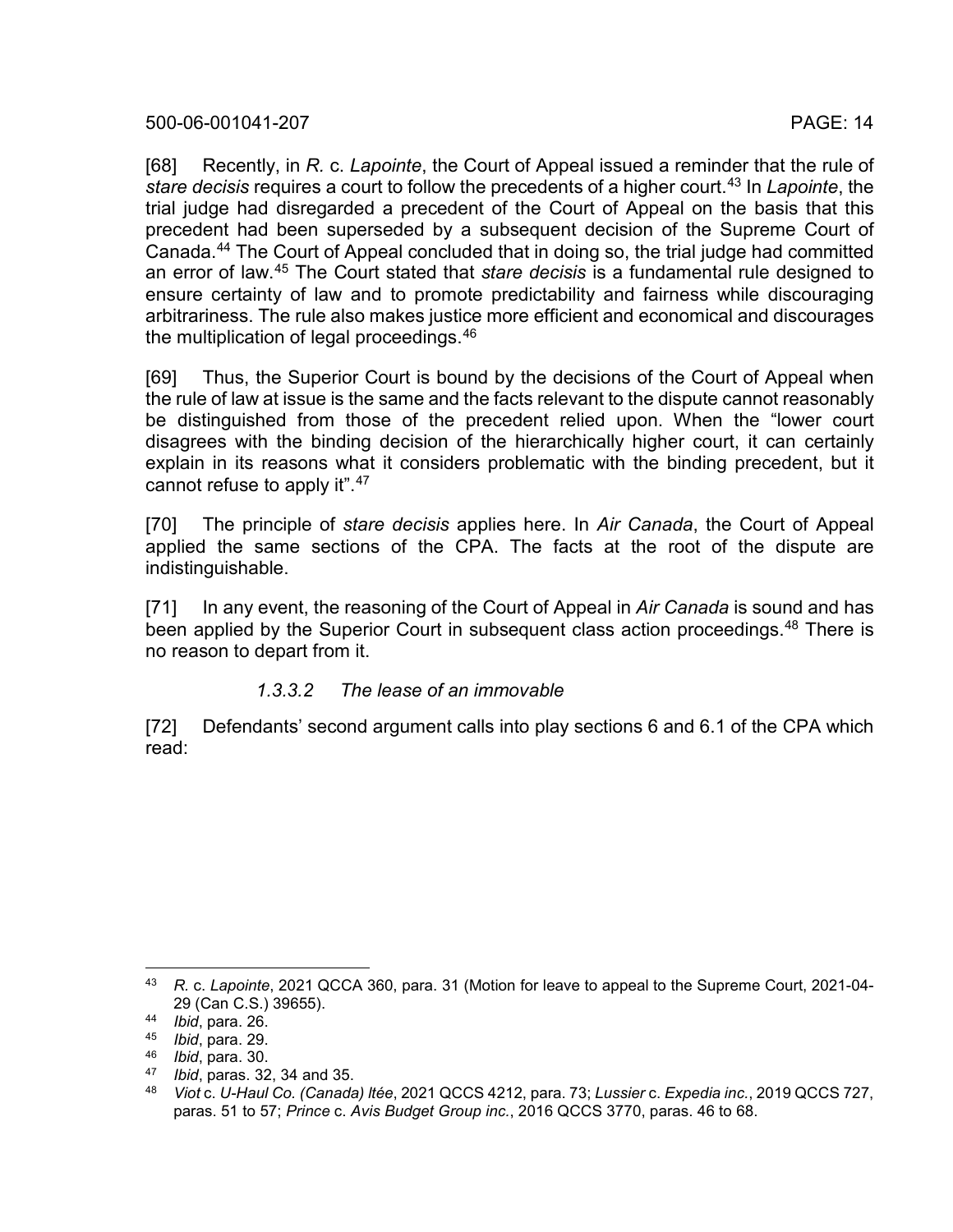[68] Recently, in *R.* c. *Lapointe*, the Court of Appeal issued a reminder that the rule of *stare decisis* requires a court to follow the precedents of a higher court.[43] In *Lapointe*, the trial judge had disregarded a precedent of the Court of Appeal on the basis that this precedent had been superseded by a subsequent decision of the Supreme Court of Canada.[44] The Court of Appeal concluded that in doing so, the trial judge had committed an error of law.[45] The Court stated that *stare decisis* is a fundamental rule designed to ensure certainty of law and to promote predictability and fairness while discouraging arbitrariness. The rule also makes justice more efficient and economical and discourages the multiplication of legal proceedings.[46]

[69] Thus, the Superior Court is bound by the decisions of the Court of Appeal when the rule of law at issue is the same and the facts relevant to the dispute cannot reasonably be distinguished from those of the precedent relied upon. When the "lower court disagrees with the binding decision of the hierarchically higher court, it can certainly explain in its reasons what it considers problematic with the binding precedent, but it cannot refuse to apply it".[47]

[70] The principle of *stare decisis* applies here. In *Air Canada*, the Court of Appeal applied the same sections of the CPA. The facts at the root of the dispute are indistinguishable.

[71] In any event, the reasoning of the Court of Appeal in *Air Canada* is sound and has been applied by the Superior Court in subsequent class action proceedings.[48] There is no reason to depart from it.

#### *1.3.3.2 The lease of an immovable*

[72] Defendants' second argument calls into play sections 6 and 6.1 of the CPA which read:

---

[43] *R.* c. *Lapointe*, 2021 QCCA 360, para. 31 (Motion for leave to appeal to the Supreme Court, 2021-04-29 (Can C.S.) 39655).

[44] *Ibid*, para. 26.

[45] *Ibid*, para. 29.

[46] *Ibid*, para. 30.

[47] *Ibid*, paras. 32, 34 and 35.

[48] *Viot* c. *U-Haul Co. (Canada) ltée*, 2021 QCCS 4212, para. 73; *Lussier* c. *Expedia inc.*, 2019 QCCS 727, paras. 51 to 57; *Prince* c. *Avis Budget Group inc.*, 2016 QCCS 3770, paras. 46 to 68.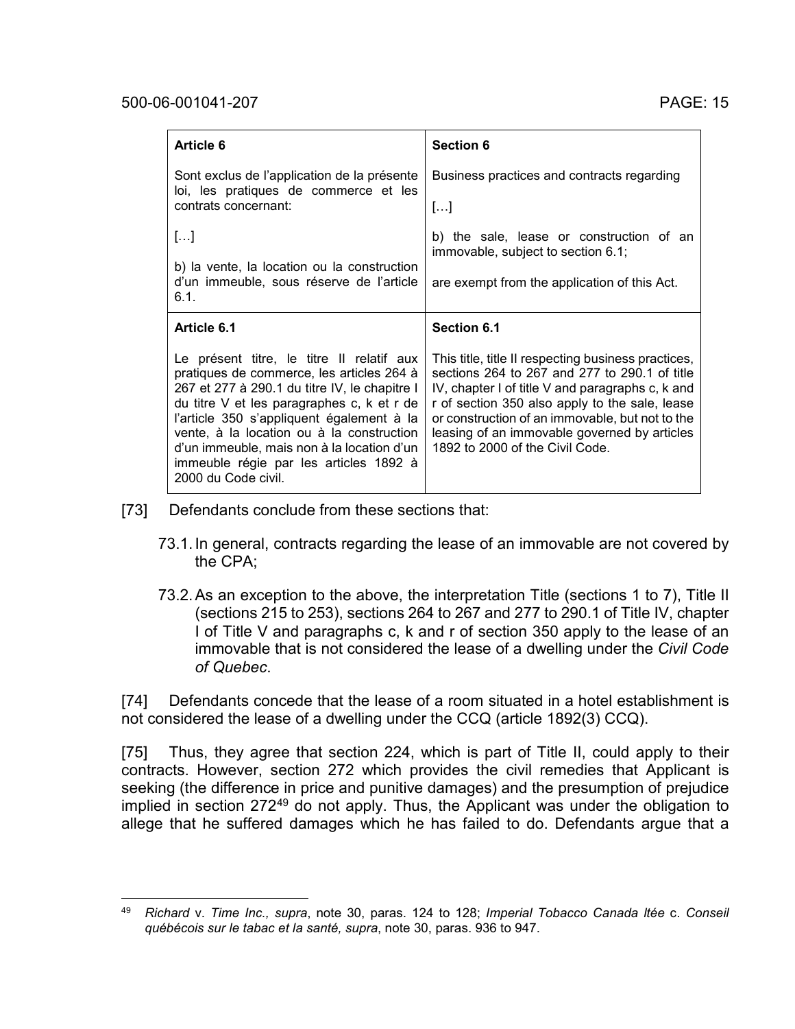| Article 6 | Section 6 |
|---|---|
| Sont exclus de l'application de la présente loi, les pratiques de commerce et les contrats concernant:<br><br>[…]<br><br>b) la vente, la location ou la construction d'un immeuble, sous réserve de l'article 6.1. | Business practices and contracts regarding<br><br>[…]<br><br>b) the sale, lease or construction of an immovable, subject to section 6.1;<br><br>are exempt from the application of this Act. |
| **Article 6.1** | **Section 6.1** |
| Le présent titre, le titre II relatif aux pratiques de commerce, les articles 264 à 267 et 277 à 290.1 du titre IV, le chapitre I du titre V et les paragraphes c, k et r de l'article 350 s'appliquent également à la vente, à la location ou à la construction d'un immeuble, mais non à la location d'un immeuble régie par les articles 1892 à 2000 du Code civil. | This title, title II respecting business practices, sections 264 to 267 and 277 to 290.1 of title IV, chapter I of title V and paragraphs c, k and r of section 350 also apply to the sale, lease or construction of an immovable, but not to the leasing of an immovable governed by articles 1892 to 2000 of the Civil Code. |

[73] Defendants conclude from these sections that:

73.1. In general, contracts regarding the lease of an immovable are not covered by the CPA;

73.2. As an exception to the above, the interpretation Title (sections 1 to 7), Title II (sections 215 to 253), sections 264 to 267 and 277 to 290.1 of Title IV, chapter I of Title V and paragraphs c, k and r of section 350 apply to the lease of an immovable that is not considered the lease of a dwelling under the *Civil Code of Quebec*.

[74] Defendants concede that the lease of a room situated in a hotel establishment is not considered the lease of a dwelling under the CCQ (article 1892(3) CCQ).

[75] Thus, they agree that section 224, which is part of Title II, could apply to their contracts. However, section 272 which provides the civil remedies that Applicant is seeking (the difference in price and punitive damages) and the presumption of prejudice implied in section 272[49] do not apply. Thus, the Applicant was under the obligation to allege that he suffered damages which he has failed to do. Defendants argue that a

---

[49] *Richard* v. *Time Inc., supra*, note 30, paras. 124 to 128; *Imperial Tobacco Canada ltée* c. *Conseil québécois sur le tabac et la santé, supra*, note 30, paras. 936 to 947.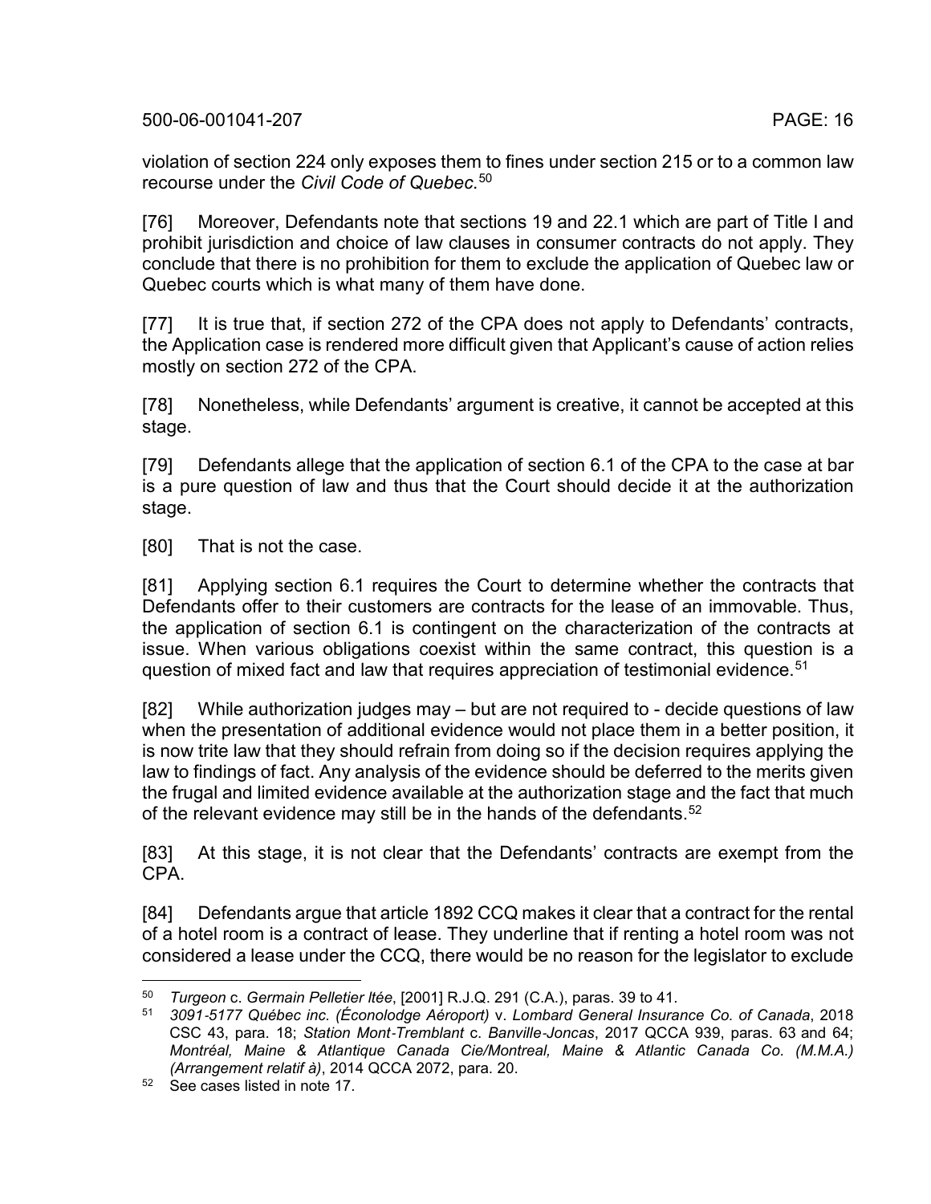violation of section 224 only exposes them to fines under section 215 or to a common law recourse under the *Civil Code of Quebec*.[50]

[76] Moreover, Defendants note that sections 19 and 22.1 which are part of Title I and prohibit jurisdiction and choice of law clauses in consumer contracts do not apply. They conclude that there is no prohibition for them to exclude the application of Quebec law or Quebec courts which is what many of them have done.

[77] It is true that, if section 272 of the CPA does not apply to Defendants' contracts, the Application case is rendered more difficult given that Applicant's cause of action relies mostly on section 272 of the CPA.

[78] Nonetheless, while Defendants' argument is creative, it cannot be accepted at this stage.

[79] Defendants allege that the application of section 6.1 of the CPA to the case at bar is a pure question of law and thus that the Court should decide it at the authorization stage.

[80] That is not the case.

[81] Applying section 6.1 requires the Court to determine whether the contracts that Defendants offer to their customers are contracts for the lease of an immovable. Thus, the application of section 6.1 is contingent on the characterization of the contracts at issue. When various obligations coexist within the same contract, this question is a question of mixed fact and law that requires appreciation of testimonial evidence.[51]

[82] While authorization judges may – but are not required to - decide questions of law when the presentation of additional evidence would not place them in a better position, it is now trite law that they should refrain from doing so if the decision requires applying the law to findings of fact. Any analysis of the evidence should be deferred to the merits given the frugal and limited evidence available at the authorization stage and the fact that much of the relevant evidence may still be in the hands of the defendants.[52]

[83] At this stage, it is not clear that the Defendants' contracts are exempt from the CPA.

[84] Defendants argue that article 1892 CCQ makes it clear that a contract for the rental of a hotel room is a contract of lease. They underline that if renting a hotel room was not considered a lease under the CCQ, there would be no reason for the legislator to exclude

---

[50] *Turgeon* c. *Germain Pelletier ltée*, [2001] R.J.Q. 291 (C.A.), paras. 39 to 41.

[51] *3091-5177 Québec inc. (Éconolodge Aéroport)* v. *Lombard General Insurance Co. of Canada*, 2018 CSC 43, para. 18; *Station Mont-Tremblant* c. *Banville-Joncas*, 2017 QCCA 939, paras. 63 and 64; *Montréal, Maine & Atlantique Canada Cie/Montreal, Maine & Atlantic Canada Co. (M.M.A.) (Arrangement relatif à)*, 2014 QCCA 2072, para. 20.

[52] See cases listed in note 17.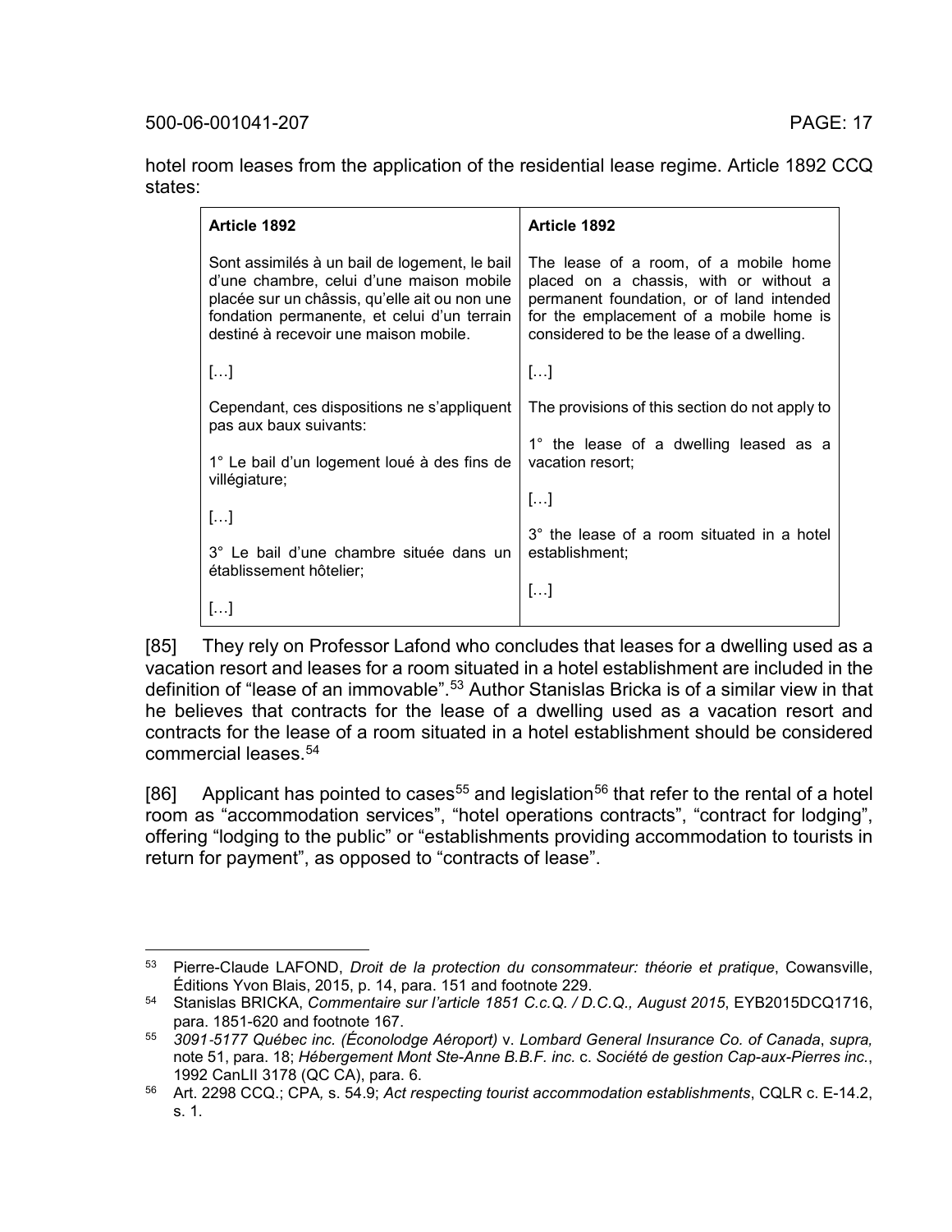hotel room leases from the application of the residential lease regime. Article 1892 CCQ states:

| Article 1892 | Article 1892 |
| --- | --- |
| Sont assimilés à un bail de logement, le bail d'une chambre, celui d'une maison mobile placée sur un châssis, qu'elle ait ou non une fondation permanente, et celui d'un terrain destiné à recevoir une maison mobile. | The lease of a room, of a mobile home placed on a chassis, with or without a permanent foundation, or of land intended for the emplacement of a mobile home is considered to be the lease of a dwelling. |
| […] | […] |
| Cependant, ces dispositions ne s'appliquent pas aux baux suivants: | The provisions of this section do not apply to |
| 1° Le bail d'un logement loué à des fins de villégiature; | 1° the lease of a dwelling leased as a vacation resort; |
| […] | […] |
| 3° Le bail d'une chambre située dans un établissement hôtelier; | 3° the lease of a room situated in a hotel establishment; |
| […] | […] |

[85] They rely on Professor Lafond who concludes that leases for a dwelling used as a vacation resort and leases for a room situated in a hotel establishment are included in the definition of "lease of an immovable".[53] Author Stanislas Bricka is of a similar view in that he believes that contracts for the lease of a dwelling used as a vacation resort and contracts for the lease of a room situated in a hotel establishment should be considered commercial leases.[54]

[86] Applicant has pointed to cases[55] and legislation[56] that refer to the rental of a hotel room as "accommodation services", "hotel operations contracts", "contract for lodging", offering "lodging to the public" or "establishments providing accommodation to tourists in return for payment", as opposed to "contracts of lease".

---

[53] Pierre-Claude LAFOND, *Droit de la protection du consommateur: théorie et pratique*, Cowansville, Éditions Yvon Blais, 2015, p. 14, para. 151 and footnote 229.

[54] Stanislas BRICKA, *Commentaire sur l'article 1851 C.c.Q. / D.C.Q., August 2015*, EYB2015DCQ1716, para. 1851-620 and footnote 167.

[55] *3091-5177 Québec inc. (Éconolodge Aéroport)* v. *Lombard General Insurance Co. of Canada*, *supra,* note 51, para. 18; *Hébergement Mont Ste-Anne B.B.F. inc.* c. *Société de gestion Cap-aux-Pierres inc.*, 1992 CanLII 3178 (QC CA), para. 6.

[56] Art. 2298 CCQ.; CPA*,* s. 54.9; *Act respecting tourist accommodation establishments*, CQLR c. E-14.2, s. 1.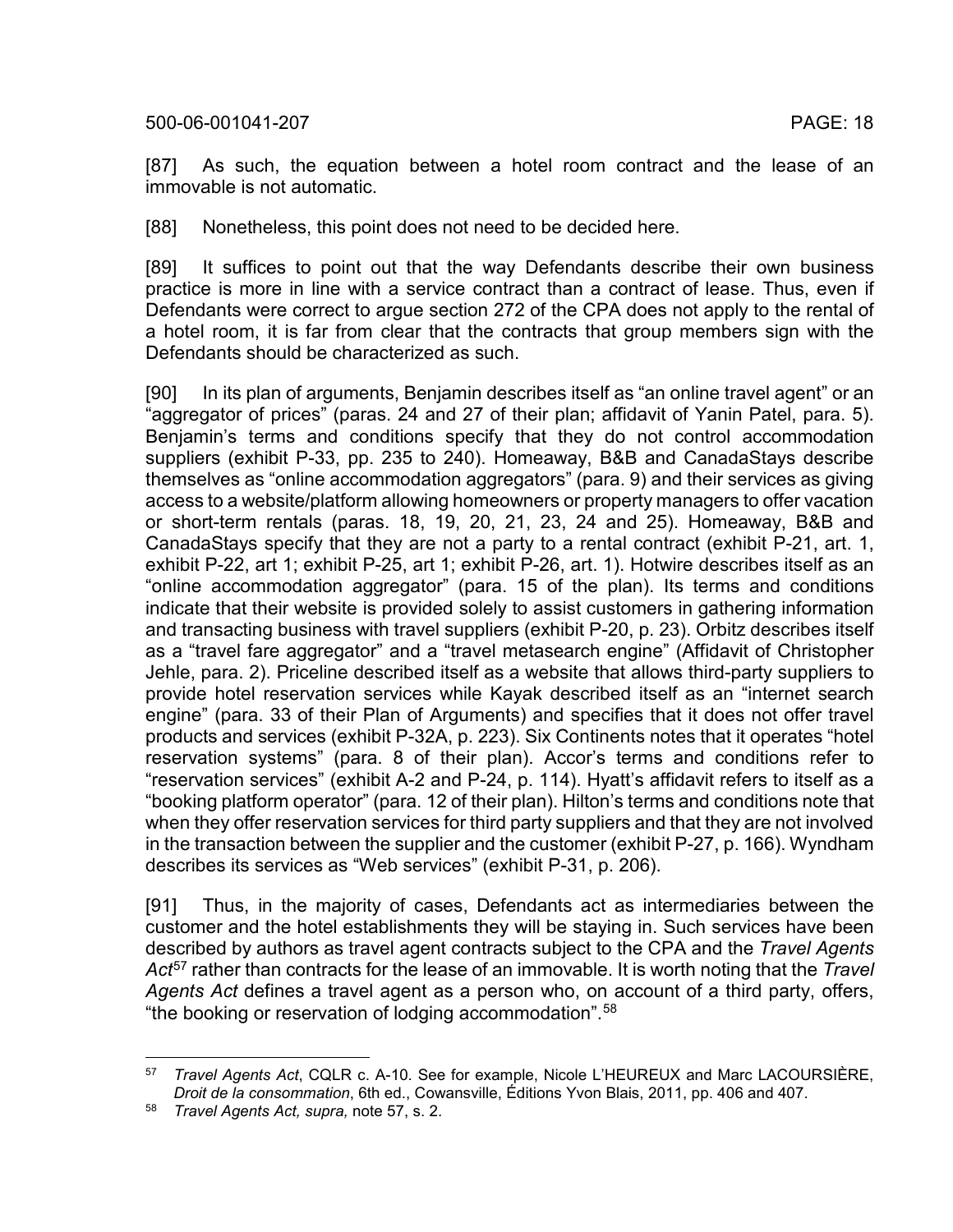[87] As such, the equation between a hotel room contract and the lease of an immovable is not automatic.

[88] Nonetheless, this point does not need to be decided here.

[89] It suffices to point out that the way Defendants describe their own business practice is more in line with a service contract than a contract of lease. Thus, even if Defendants were correct to argue section 272 of the CPA does not apply to the rental of a hotel room, it is far from clear that the contracts that group members sign with the Defendants should be characterized as such.

[90] In its plan of arguments, Benjamin describes itself as "an online travel agent" or an "aggregator of prices" (paras. 24 and 27 of their plan; affidavit of Yanin Patel, para. 5). Benjamin's terms and conditions specify that they do not control accommodation suppliers (exhibit P-33, pp. 235 to 240). Homeaway, B&B and CanadaStays describe themselves as "online accommodation aggregators" (para. 9) and their services as giving access to a website/platform allowing homeowners or property managers to offer vacation or short-term rentals (paras. 18, 19, 20, 21, 23, 24 and 25). Homeaway, B&B and CanadaStays specify that they are not a party to a rental contract (exhibit P-21, art. 1, exhibit P-22, art 1; exhibit P-25, art 1; exhibit P-26, art. 1). Hotwire describes itself as an "online accommodation aggregator" (para. 15 of the plan). Its terms and conditions indicate that their website is provided solely to assist customers in gathering information and transacting business with travel suppliers (exhibit P-20, p. 23). Orbitz describes itself as a "travel fare aggregator" and a "travel metasearch engine" (Affidavit of Christopher Jehle, para. 2). Priceline described itself as a website that allows third-party suppliers to provide hotel reservation services while Kayak described itself as an "internet search engine" (para. 33 of their Plan of Arguments) and specifies that it does not offer travel products and services (exhibit P-32A, p. 223). Six Continents notes that it operates "hotel reservation systems" (para. 8 of their plan). Accor's terms and conditions refer to "reservation services" (exhibit A-2 and P-24, p. 114). Hyatt's affidavit refers to itself as a "booking platform operator" (para. 12 of their plan). Hilton's terms and conditions note that when they offer reservation services for third party suppliers and that they are not involved in the transaction between the supplier and the customer (exhibit P-27, p. 166). Wyndham describes its services as "Web services" (exhibit P-31, p. 206).

[91] Thus, in the majority of cases, Defendants act as intermediaries between the customer and the hotel establishments they will be staying in. Such services have been described by authors as travel agent contracts subject to the CPA and the *Travel Agents Act*[57] rather than contracts for the lease of an immovable. It is worth noting that the *Travel Agents Act* defines a travel agent as a person who, on account of a third party, offers, "the booking or reservation of lodging accommodation".[58]

---

[57] *Travel Agents Act*, CQLR c. A-10. See for example, Nicole L'HEUREUX and Marc LACOURSIÈRE, *Droit de la consommation*, 6th ed., Cowansville, Éditions Yvon Blais, 2011, pp. 406 and 407.

[58] *Travel Agents Act, supra,* note 57, s. 2.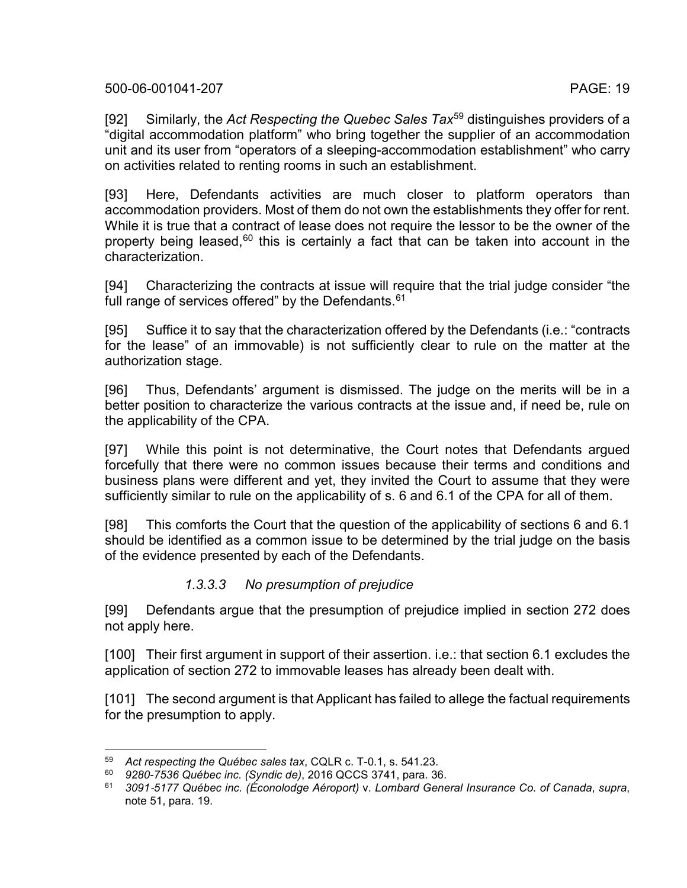[92] Similarly, the *Act Respecting the Quebec Sales Tax*[59] distinguishes providers of a "digital accommodation platform" who bring together the supplier of an accommodation unit and its user from "operators of a sleeping-accommodation establishment" who carry on activities related to renting rooms in such an establishment.

[93] Here, Defendants activities are much closer to platform operators than accommodation providers. Most of them do not own the establishments they offer for rent. While it is true that a contract of lease does not require the lessor to be the owner of the property being leased,[60] this is certainly a fact that can be taken into account in the characterization.

[94] Characterizing the contracts at issue will require that the trial judge consider "the full range of services offered" by the Defendants.[61]

[95] Suffice it to say that the characterization offered by the Defendants (i.e.: "contracts for the lease" of an immovable) is not sufficiently clear to rule on the matter at the authorization stage.

[96] Thus, Defendants' argument is dismissed. The judge on the merits will be in a better position to characterize the various contracts at the issue and, if need be, rule on the applicability of the CPA.

[97] While this point is not determinative, the Court notes that Defendants argued forcefully that there were no common issues because their terms and conditions and business plans were different and yet, they invited the Court to assume that they were sufficiently similar to rule on the applicability of s. 6 and 6.1 of the CPA for all of them.

[98] This comforts the Court that the question of the applicability of sections 6 and 6.1 should be identified as a common issue to be determined by the trial judge on the basis of the evidence presented by each of the Defendants.

#### *1.3.3.3 No presumption of prejudice*

[99] Defendants argue that the presumption of prejudice implied in section 272 does not apply here.

[100] Their first argument in support of their assertion. i.e.: that section 6.1 excludes the application of section 272 to immovable leases has already been dealt with.

[101] The second argument is that Applicant has failed to allege the factual requirements for the presumption to apply.

---

[59] *Act respecting the Québec sales tax*, CQLR c. T-0.1, s. 541.23.

[60] *9280-7536 Québec inc. (Syndic de)*, 2016 QCCS 3741, para. 36.

[61] *3091-5177 Québec inc. (Éconolodge Aéroport)* v. *Lombard General Insurance Co. of Canada*, *supra*, note 51, para. 19.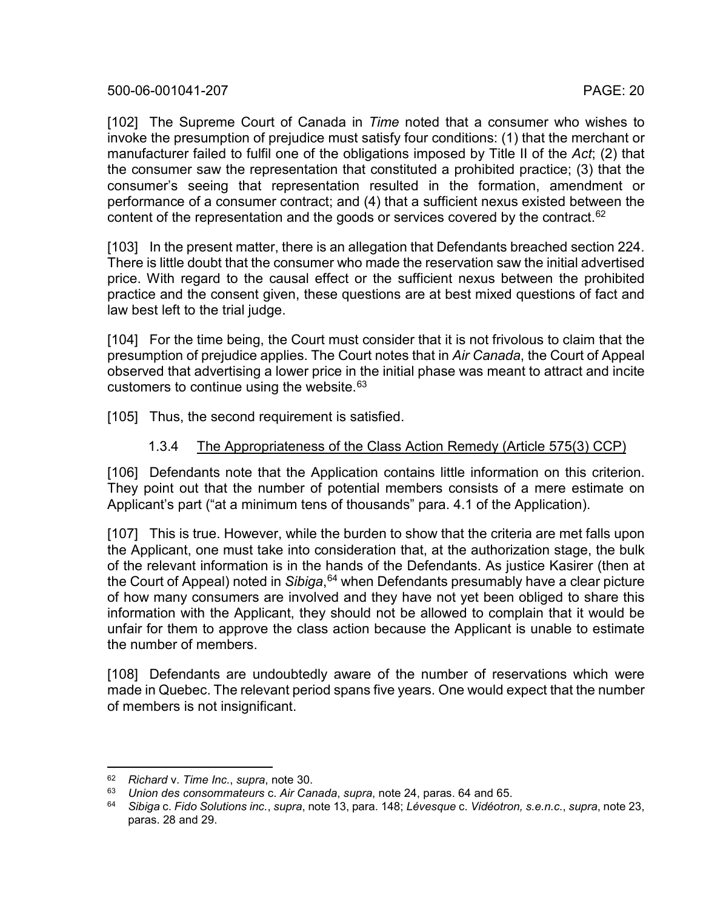[102] The Supreme Court of Canada in *Time* noted that a consumer who wishes to invoke the presumption of prejudice must satisfy four conditions: (1) that the merchant or manufacturer failed to fulfil one of the obligations imposed by Title II of the *Act*; (2) that the consumer saw the representation that constituted a prohibited practice; (3) that the consumer's seeing that representation resulted in the formation, amendment or performance of a consumer contract; and (4) that a sufficient nexus existed between the content of the representation and the goods or services covered by the contract.[62]

[103] In the present matter, there is an allegation that Defendants breached section 224. There is little doubt that the consumer who made the reservation saw the initial advertised price. With regard to the causal effect or the sufficient nexus between the prohibited practice and the consent given, these questions are at best mixed questions of fact and law best left to the trial judge.

[104] For the time being, the Court must consider that it is not frivolous to claim that the presumption of prejudice applies. The Court notes that in *Air Canada*, the Court of Appeal observed that advertising a lower price in the initial phase was meant to attract and incite customers to continue using the website.[63]

[105] Thus, the second requirement is satisfied.

### 1.3.4 <u>The Appropriateness of the Class Action Remedy (Article 575(3) CCP)</u>

[106] Defendants note that the Application contains little information on this criterion. They point out that the number of potential members consists of a mere estimate on Applicant's part ("at a minimum tens of thousands" para. 4.1 of the Application).

[107] This is true. However, while the burden to show that the criteria are met falls upon the Applicant, one must take into consideration that, at the authorization stage, the bulk of the relevant information is in the hands of the Defendants. As justice Kasirer (then at the Court of Appeal) noted in *Sibiga*,[64] when Defendants presumably have a clear picture of how many consumers are involved and they have not yet been obliged to share this information with the Applicant, they should not be allowed to complain that it would be unfair for them to approve the class action because the Applicant is unable to estimate the number of members.

[108] Defendants are undoubtedly aware of the number of reservations which were made in Quebec. The relevant period spans five years. One would expect that the number of members is not insignificant.

---

[62] *Richard* v. *Time Inc.*, *supra*, note 30.

[63] *Union des consommateurs* c. *Air Canada*, *supra*, note 24, paras. 64 and 65.

[64] *Sibiga* c. *Fido Solutions inc.*, *supra*, note 13, para. 148; *Lévesque* c. *Vidéotron, s.e.n.c.*, *supra*, note 23, paras. 28 and 29.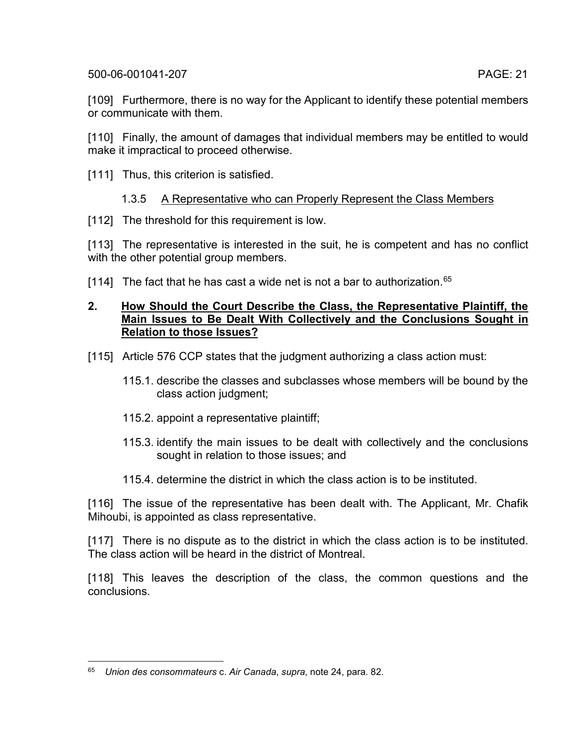[109] Furthermore, there is no way for the Applicant to identify these potential members or communicate with them.

[110] Finally, the amount of damages that individual members may be entitled to would make it impractical to proceed otherwise.

[111] Thus, this criterion is satisfied.

### 1.3.5 A Representative who can Properly Represent the Class Members

[112] The threshold for this requirement is low.

[113] The representative is interested in the suit, he is competent and has no conflict with the other potential group members.

[114] The fact that he has cast a wide net is not a bar to authorization.[65]

## 2. How Should the Court Describe the Class, the Representative Plaintiff, the Main Issues to Be Dealt With Collectively and the Conclusions Sought in Relation to those Issues?

[115] Article 576 CCP states that the judgment authorizing a class action must:

115.1. describe the classes and subclasses whose members will be bound by the class action judgment;

115.2. appoint a representative plaintiff;

115.3. identify the main issues to be dealt with collectively and the conclusions sought in relation to those issues; and

115.4. determine the district in which the class action is to be instituted.

[116] The issue of the representative has been dealt with. The Applicant, Mr. Chafik Mihoubi, is appointed as class representative.

[117] There is no dispute as to the district in which the class action is to be instituted. The class action will be heard in the district of Montreal.

[118] This leaves the description of the class, the common questions and the conclusions.

---

[65] *Union des consommateurs* c. *Air Canada*, *supra*, note 24, para. 82.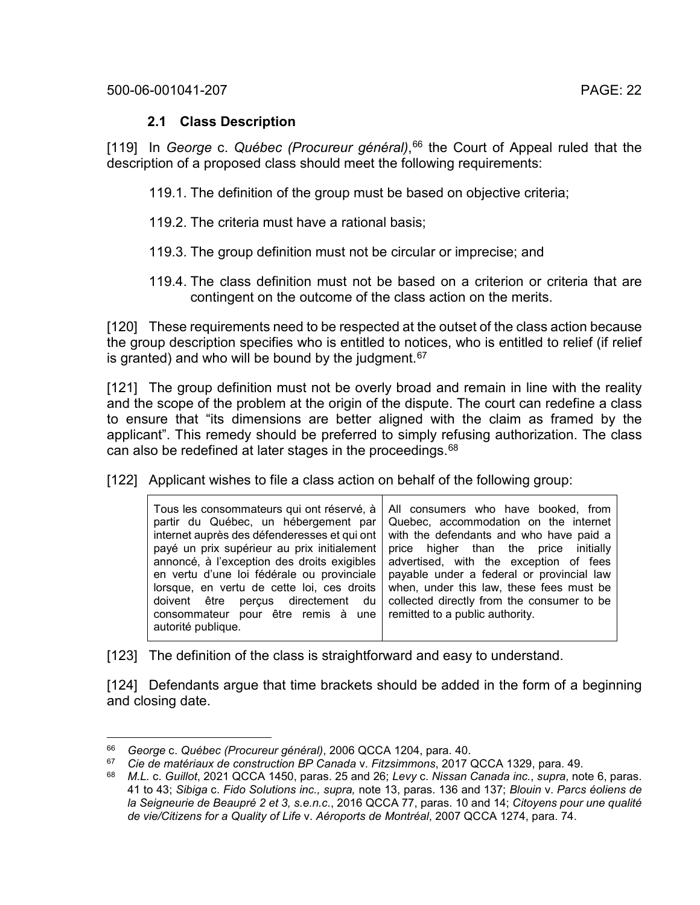### 2.1 Class Description

[119] In *George* c. *Québec (Procureur général)*,[66] the Court of Appeal ruled that the description of a proposed class should meet the following requirements:

119.1. The definition of the group must be based on objective criteria;

119.2. The criteria must have a rational basis;

119.3. The group definition must not be circular or imprecise; and

119.4. The class definition must not be based on a criterion or criteria that are contingent on the outcome of the class action on the merits.

[120] These requirements need to be respected at the outset of the class action because the group description specifies who is entitled to notices, who is entitled to relief (if relief is granted) and who will be bound by the judgment.[67]

[121] The group definition must not be overly broad and remain in line with the reality and the scope of the problem at the origin of the dispute. The court can redefine a class to ensure that "its dimensions are better aligned with the claim as framed by the applicant". This remedy should be preferred to simply refusing authorization. The class can also be redefined at later stages in the proceedings.[68]

[122] Applicant wishes to file a class action on behalf of the following group:

| Tous les consommateurs qui ont réservé, à partir du Québec, un hébergement par internet auprès des défenderesses et qui ont payé un prix supérieur au prix initialement annoncé, à l'exception des droits exigibles en vertu d'une loi fédérale ou provinciale lorsque, en vertu de cette loi, ces droits doivent être perçus directement du consommateur pour être remis à une autorité publique. | All consumers who have booked, from Quebec, accommodation on the internet with the defendants and who have paid a price higher than the price initially advertised, with the exception of fees payable under a federal or provincial law when, under this law, these fees must be collected directly from the consumer to be remitted to a public authority. |
|---|---|

[123] The definition of the class is straightforward and easy to understand.

[124] Defendants argue that time brackets should be added in the form of a beginning and closing date.

---

[66] *George* c. *Québec (Procureur général)*, 2006 QCCA 1204, para. 40.

[67] *Cie de matériaux de construction BP Canada* v. *Fitzsimmons*, 2017 QCCA 1329, para. 49.

[68] *M.L.* c. *Guillot*, 2021 QCCA 1450, paras. 25 and 26; *Levy* c. *Nissan Canada inc.*, *supra*, note 6, paras. 41 to 43; *Sibiga* c. *Fido Solutions inc.*, *supra,* note 13, paras. 136 and 137; *Blouin* v. *Parcs éoliens de la Seigneurie de Beaupré 2 et 3, s.e.n.c.*, 2016 QCCA 77, paras. 10 and 14; *Citoyens pour une qualité de vie/Citizens for a Quality of Life* v. *Aéroports de Montréal*, 2007 QCCA 1274, para. 74.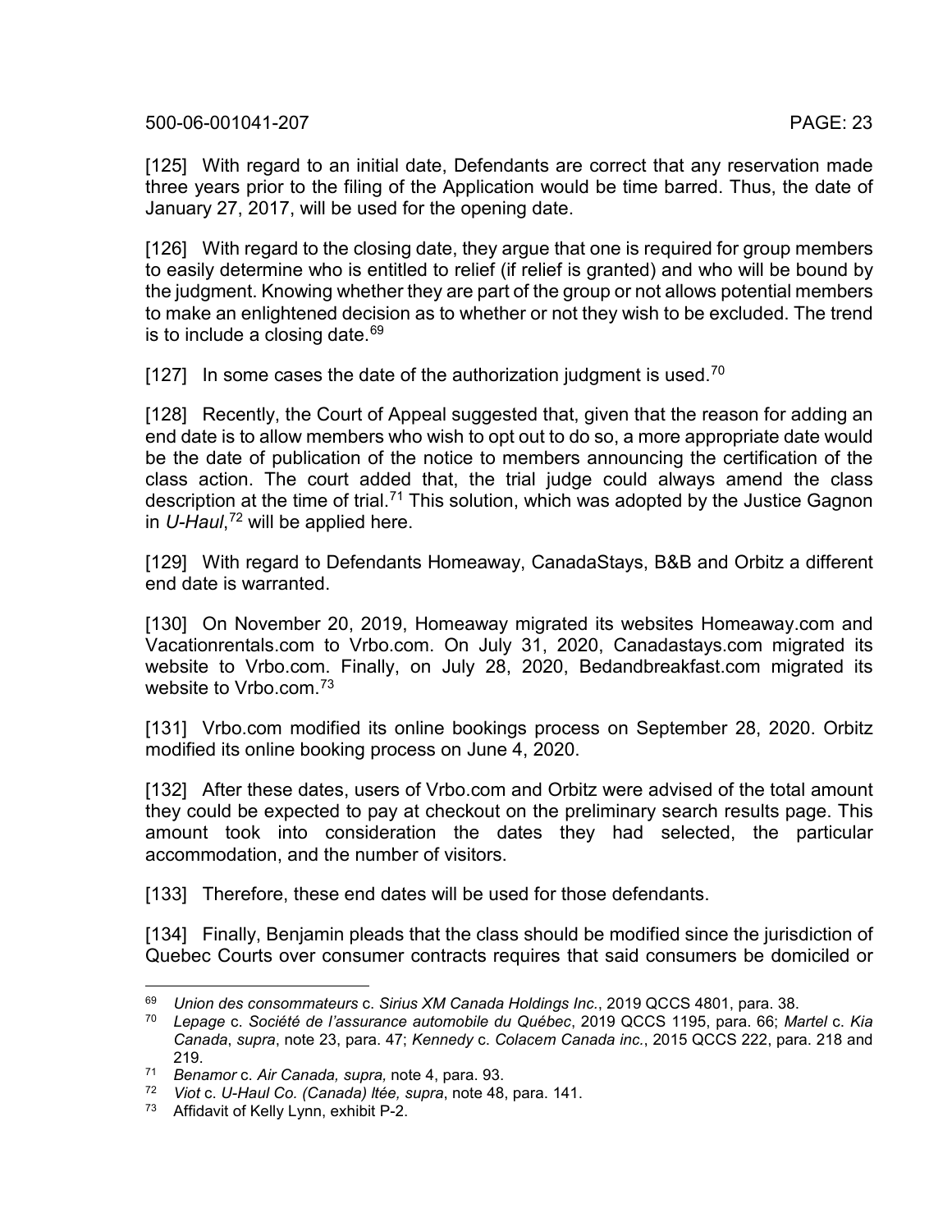[125] With regard to an initial date, Defendants are correct that any reservation made three years prior to the filing of the Application would be time barred. Thus, the date of January 27, 2017, will be used for the opening date.

[126] With regard to the closing date, they argue that one is required for group members to easily determine who is entitled to relief (if relief is granted) and who will be bound by the judgment. Knowing whether they are part of the group or not allows potential members to make an enlightened decision as to whether or not they wish to be excluded. The trend is to include a closing date.[69]

[127] In some cases the date of the authorization judgment is used.[70]

[128] Recently, the Court of Appeal suggested that, given that the reason for adding an end date is to allow members who wish to opt out to do so, a more appropriate date would be the date of publication of the notice to members announcing the certification of the class action. The court added that, the trial judge could always amend the class description at the time of trial.[71] This solution, which was adopted by the Justice Gagnon in *U-Haul*,[72] will be applied here.

[129] With regard to Defendants Homeaway, CanadaStays, B&B and Orbitz a different end date is warranted.

[130] On November 20, 2019, Homeaway migrated its websites Homeaway.com and Vacationrentals.com to Vrbo.com. On July 31, 2020, Canadastays.com migrated its website to Vrbo.com. Finally, on July 28, 2020, Bedandbreakfast.com migrated its website to Vrbo.com.[73]

[131] Vrbo.com modified its online bookings process on September 28, 2020. Orbitz modified its online booking process on June 4, 2020.

[132] After these dates, users of Vrbo.com and Orbitz were advised of the total amount they could be expected to pay at checkout on the preliminary search results page. This amount took into consideration the dates they had selected, the particular accommodation, and the number of visitors.

[133] Therefore, these end dates will be used for those defendants.

[134] Finally, Benjamin pleads that the class should be modified since the jurisdiction of Quebec Courts over consumer contracts requires that said consumers be domiciled or

---

[69] *Union des consommateurs* c. *Sirius XM Canada Holdings Inc.*, 2019 QCCS 4801, para. 38.

[70] *Lepage* c. *Société de l'assurance automobile du Québec*, 2019 QCCS 1195, para. 66; *Martel* c. *Kia Canada*, *supra*, note 23, para. 47; *Kennedy* c. *Colacem Canada inc.*, 2015 QCCS 222, para. 218 and 219.

[71] *Benamor* c. *Air Canada, supra,* note 4, para. 93.

[72] *Viot* c. *U-Haul Co. (Canada) ltée, supra*, note 48, para. 141.

[73] Affidavit of Kelly Lynn, exhibit P-2.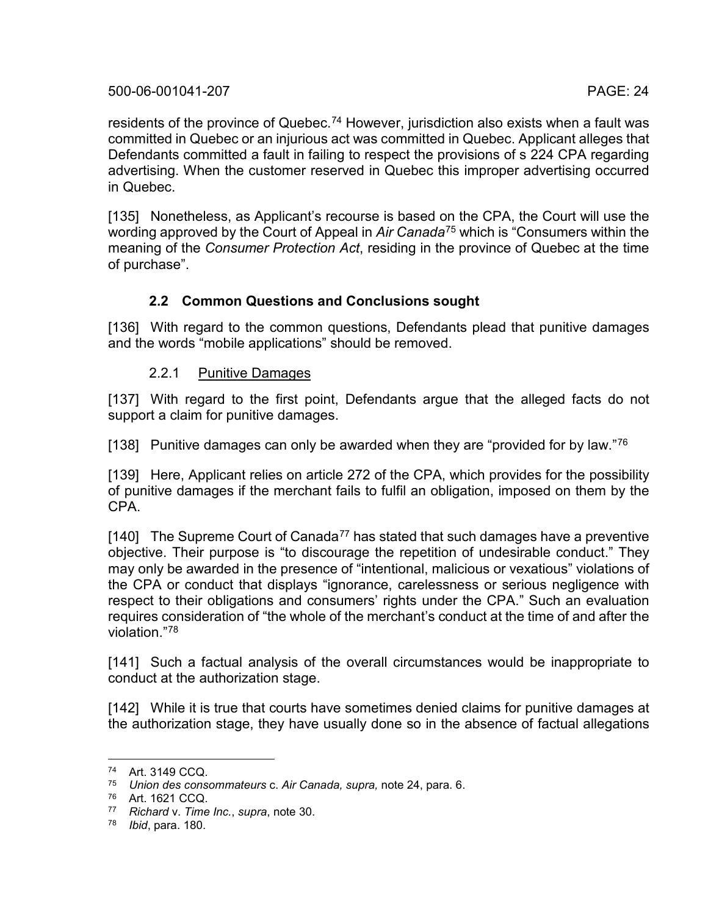residents of the province of Quebec.[74] However, jurisdiction also exists when a fault was committed in Quebec or an injurious act was committed in Quebec. Applicant alleges that Defendants committed a fault in failing to respect the provisions of s 224 CPA regarding advertising. When the customer reserved in Quebec this improper advertising occurred in Quebec.

[135] Nonetheless, as Applicant's recourse is based on the CPA, the Court will use the wording approved by the Court of Appeal in *Air Canada*[75] which is "Consumers within the meaning of the *Consumer Protection Act*, residing in the province of Quebec at the time of purchase".

### 2.2 Common Questions and Conclusions sought

[136] With regard to the common questions, Defendants plead that punitive damages and the words "mobile applications" should be removed.

#### 2.2.1 Punitive Damages

[137] With regard to the first point, Defendants argue that the alleged facts do not support a claim for punitive damages.

[138] Punitive damages can only be awarded when they are "provided for by law."[76]

[139] Here, Applicant relies on article 272 of the CPA, which provides for the possibility of punitive damages if the merchant fails to fulfil an obligation, imposed on them by the CPA.

[140] The Supreme Court of Canada[77] has stated that such damages have a preventive objective. Their purpose is "to discourage the repetition of undesirable conduct." They may only be awarded in the presence of "intentional, malicious or vexatious" violations of the CPA or conduct that displays "ignorance, carelessness or serious negligence with respect to their obligations and consumers' rights under the CPA." Such an evaluation requires consideration of "the whole of the merchant's conduct at the time of and after the violation."[78]

[141] Such a factual analysis of the overall circumstances would be inappropriate to conduct at the authorization stage.

[142] While it is true that courts have sometimes denied claims for punitive damages at the authorization stage, they have usually done so in the absence of factual allegations

---

[74] Art. 3149 CCQ.

[75] *Union des consommateurs* c. *Air Canada, supra,* note 24, para. 6.

[76] Art. 1621 CCQ.

[77] *Richard* v. *Time Inc.*, *supra*, note 30.

[78] *Ibid*, para. 180.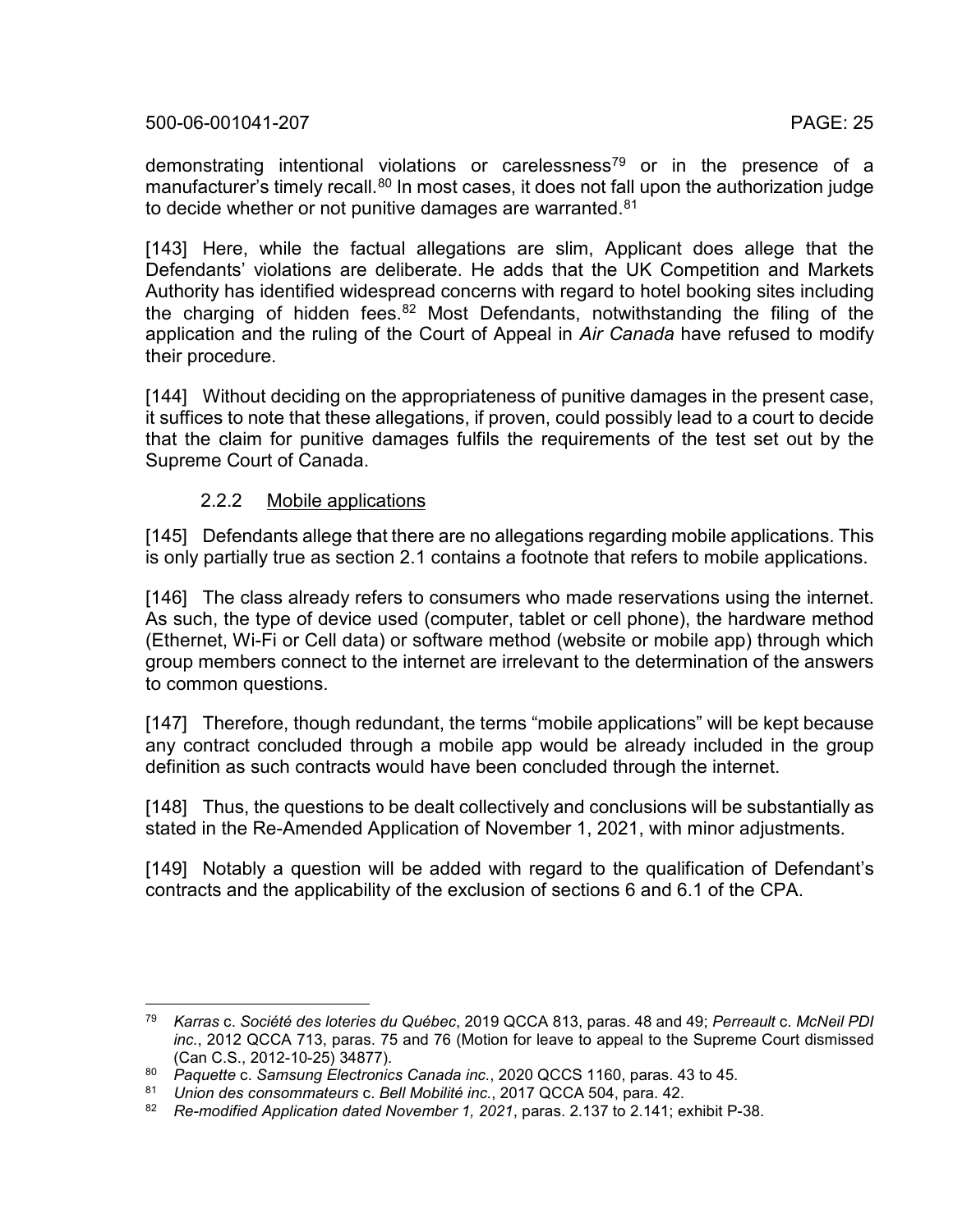demonstrating intentional violations or carelessness[79] or in the presence of a manufacturer's timely recall.[80] In most cases, it does not fall upon the authorization judge to decide whether or not punitive damages are warranted.[81]

[143] Here, while the factual allegations are slim, Applicant does allege that the Defendants' violations are deliberate. He adds that the UK Competition and Markets Authority has identified widespread concerns with regard to hotel booking sites including the charging of hidden fees.[82] Most Defendants, notwithstanding the filing of the application and the ruling of the Court of Appeal in *Air Canada* have refused to modify their procedure.

[144] Without deciding on the appropriateness of punitive damages in the present case, it suffices to note that these allegations, if proven, could possibly lead to a court to decide that the claim for punitive damages fulfils the requirements of the test set out by the Supreme Court of Canada.

### 2.2.2 Mobile applications

[145] Defendants allege that there are no allegations regarding mobile applications. This is only partially true as section 2.1 contains a footnote that refers to mobile applications.

[146] The class already refers to consumers who made reservations using the internet. As such, the type of device used (computer, tablet or cell phone), the hardware method (Ethernet, Wi-Fi or Cell data) or software method (website or mobile app) through which group members connect to the internet are irrelevant to the determination of the answers to common questions.

[147] Therefore, though redundant, the terms "mobile applications" will be kept because any contract concluded through a mobile app would be already included in the group definition as such contracts would have been concluded through the internet.

[148] Thus, the questions to be dealt collectively and conclusions will be substantially as stated in the Re-Amended Application of November 1, 2021, with minor adjustments.

[149] Notably a question will be added with regard to the qualification of Defendant's contracts and the applicability of the exclusion of sections 6 and 6.1 of the CPA.

---

[79] *Karras* c. *Société des loteries du Québec*, 2019 QCCA 813, paras. 48 and 49; *Perreault* c. *McNeil PDI inc.*, 2012 QCCA 713, paras. 75 and 76 (Motion for leave to appeal to the Supreme Court dismissed (Can C.S., 2012-10-25) 34877).

[80] *Paquette* c. *Samsung Electronics Canada inc.*, 2020 QCCS 1160, paras. 43 to 45.

[81] *Union des consommateurs* c. *Bell Mobilité inc.*, 2017 QCCA 504, para. 42.

[82] *Re-modified Application dated November 1, 2021*, paras. 2.137 to 2.141; exhibit P-38.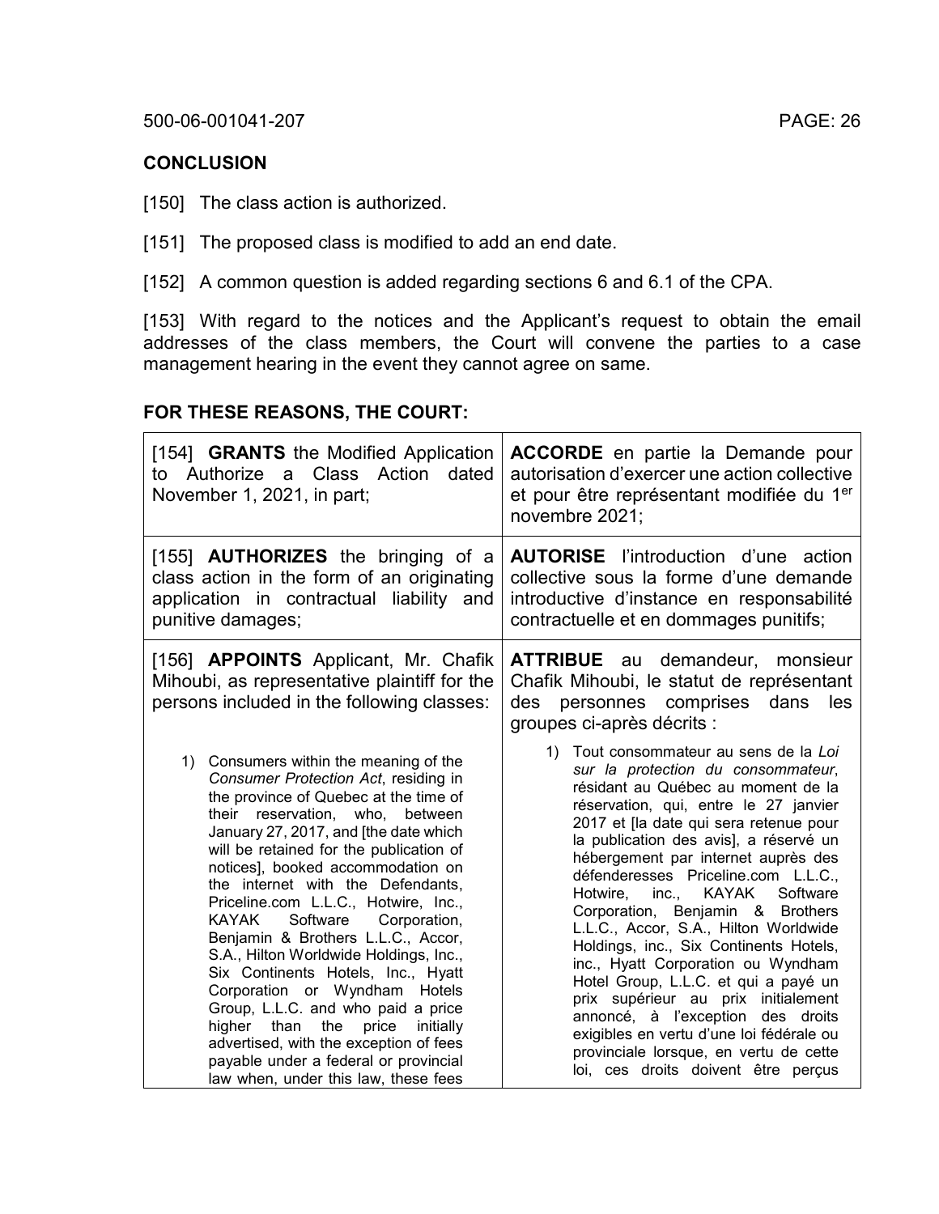## CONCLUSION

[150] The class action is authorized.

[151] The proposed class is modified to add an end date.

[152] A common question is added regarding sections 6 and 6.1 of the CPA.

[153] With regard to the notices and the Applicant's request to obtain the email addresses of the class members, the Court will convene the parties to a case management hearing in the event they cannot agree on same.

## FOR THESE REASONS, THE COURT:

| | |
|---|---|
| [154] **GRANTS** the Modified Application to Authorize a Class Action dated November 1, 2021, in part; | **ACCORDE** en partie la Demande pour autorisation d'exercer une action collective et pour être représentant modifiée du 1er novembre 2021; |
| [155] **AUTHORIZES** the bringing of a class action in the form of an originating application in contractual liability and punitive damages; | **AUTORISE** l'introduction d'une action collective sous la forme d'une demande introductive d'instance en responsabilité contractuelle et en dommages punitifs; |
| [156] **APPOINTS** Applicant, Mr. Chafik Mihoubi, as representative plaintiff for the persons included in the following classes:<br><br>1) Consumers within the meaning of the *Consumer Protection Act*, residing in the province of Quebec at the time of their reservation, who, between January 27, 2017, and [the date which will be retained for the publication of notices], booked accommodation on the internet with the Defendants, Priceline.com L.L.C., Hotwire, Inc., KAYAK Software Corporation, Benjamin & Brothers L.L.C., Accor, S.A., Hilton Worldwide Holdings, Inc., Six Continents Hotels, Inc., Hyatt Corporation or Wyndham Hotels Group, L.L.C. and who paid a price higher than the price initially advertised, with the exception of fees payable under a federal or provincial law when, under this law, these fees | **ATTRIBUE** au demandeur, monsieur Chafik Mihoubi, le statut de représentant des personnes comprises dans les groupes ci-après décrits :<br><br>1) Tout consommateur au sens de la *Loi sur la protection du consommateur*, résidant au Québec au moment de la réservation, qui, entre le 27 janvier 2017 et [la date qui sera retenue pour la publication des avis], a réservé un hébergement par internet auprès des défenderesses Priceline.com L.L.C., Hotwire, inc., KAYAK Software Corporation, Benjamin & Brothers L.L.C., Accor, S.A., Hilton Worldwide Holdings, inc., Six Continents Hotels, inc., Hyatt Corporation ou Wyndham Hotel Group, L.L.C. et qui a payé un prix supérieur au prix initialement annoncé, à l'exception des droits exigibles en vertu d'une loi fédérale ou provinciale lorsque, en vertu de cette loi, ces droits doivent être perçus |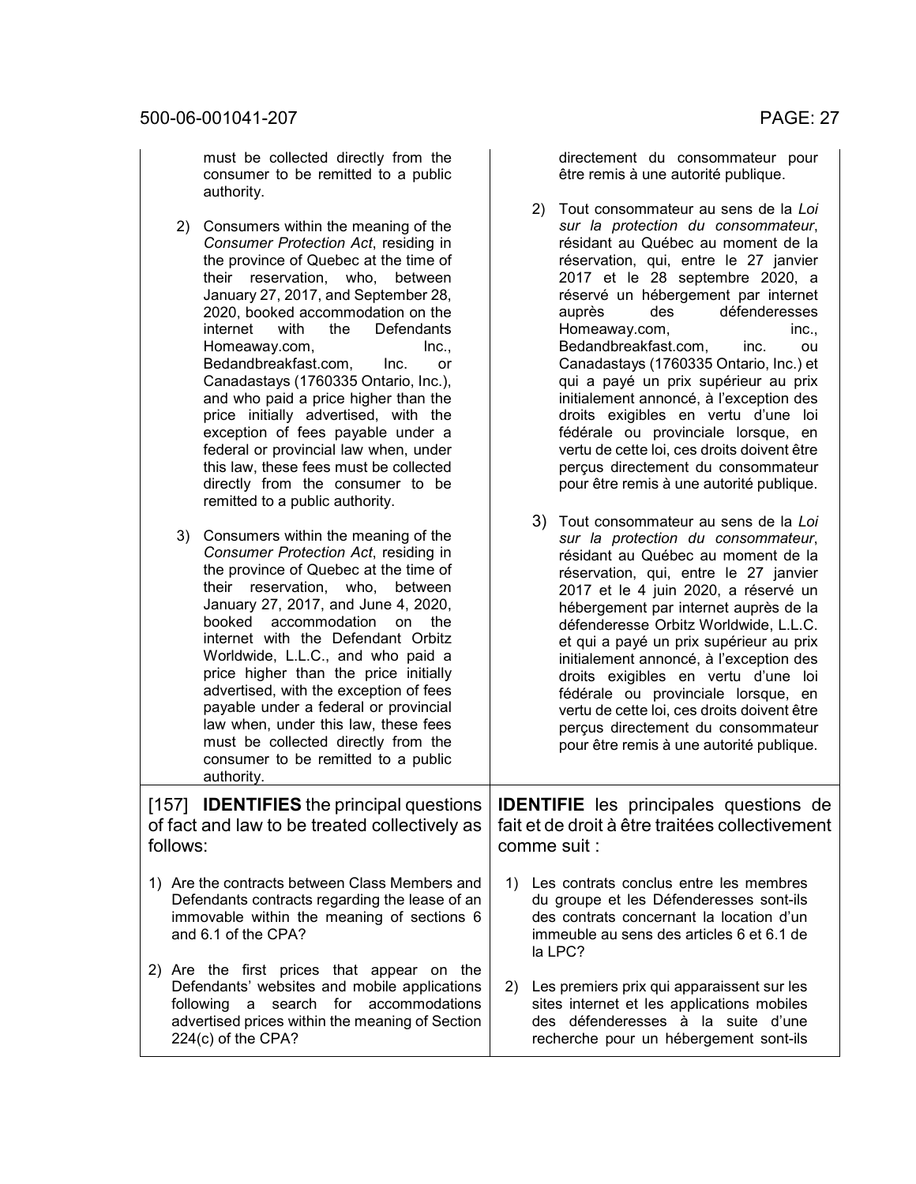must be collected directly from the consumer to be remitted to a public authority.

2) Consumers within the meaning of the *Consumer Protection Act*, residing in the province of Quebec at the time of their reservation, who, between January 27, 2017, and September 28, 2020, booked accommodation on the internet with the Defendants Homeaway.com, Inc., Bedandbreakfast.com, Inc. or Canadastays (1760335 Ontario, Inc.), and who paid a price higher than the price initially advertised, with the exception of fees payable under a federal or provincial law when, under this law, these fees must be collected directly from the consumer to be remitted to a public authority.

3) Consumers within the meaning of the *Consumer Protection Act*, residing in the province of Quebec at the time of their reservation, who, between January 27, 2017, and June 4, 2020, booked accommodation on the internet with the Defendant Orbitz Worldwide, L.L.C., and who paid a price higher than the price initially advertised, with the exception of fees payable under a federal or provincial law when, under this law, these fees must be collected directly from the consumer to be remitted to a public authority.

directement du consommateur pour être remis à une autorité publique.

2) Tout consommateur au sens de la *Loi sur la protection du consommateur*, résidant au Québec au moment de la réservation, qui, entre le 27 janvier 2017 et le 28 septembre 2020, a réservé un hébergement par internet auprès des défenderesses Homeaway.com, inc., Bedandbreakfast.com, inc. ou Canadastays (1760335 Ontario, Inc.) et qui a payé un prix supérieur au prix initialement annoncé, à l'exception des droits exigibles en vertu d'une loi fédérale ou provinciale lorsque, en vertu de cette loi, ces droits doivent être perçus directement du consommateur pour être remis à une autorité publique.

3) Tout consommateur au sens de la *Loi sur la protection du consommateur*, résidant au Québec au moment de la réservation, qui, entre le 27 janvier 2017 et le 4 juin 2020, a réservé un hébergement par internet auprès de la défenderesse Orbitz Worldwide, L.L.C. et qui a payé un prix supérieur au prix initialement annoncé, à l'exception des droits exigibles en vertu d'une loi fédérale ou provinciale lorsque, en vertu de cette loi, ces droits doivent être perçus directement du consommateur pour être remis à une autorité publique.

[157] **IDENTIFIES** the principal questions of fact and law to be treated collectively as follows:

1) Are the contracts between Class Members and Defendants contracts regarding the lease of an immovable within the meaning of sections 6 and 6.1 of the CPA?

2) Are the first prices that appear on the Defendants' websites and mobile applications following a search for accommodations advertised prices within the meaning of Section 224(c) of the CPA?

**IDENTIFIE** les principales questions de fait et de droit à être traitées collectivement comme suit :

1) Les contrats conclus entre les membres du groupe et les Défenderesses sont-ils des contrats concernant la location d'un immeuble au sens des articles 6 et 6.1 de la LPC?

2) Les premiers prix qui apparaissent sur les sites internet et les applications mobiles des défenderesses à la suite d'une recherche pour un hébergement sont-ils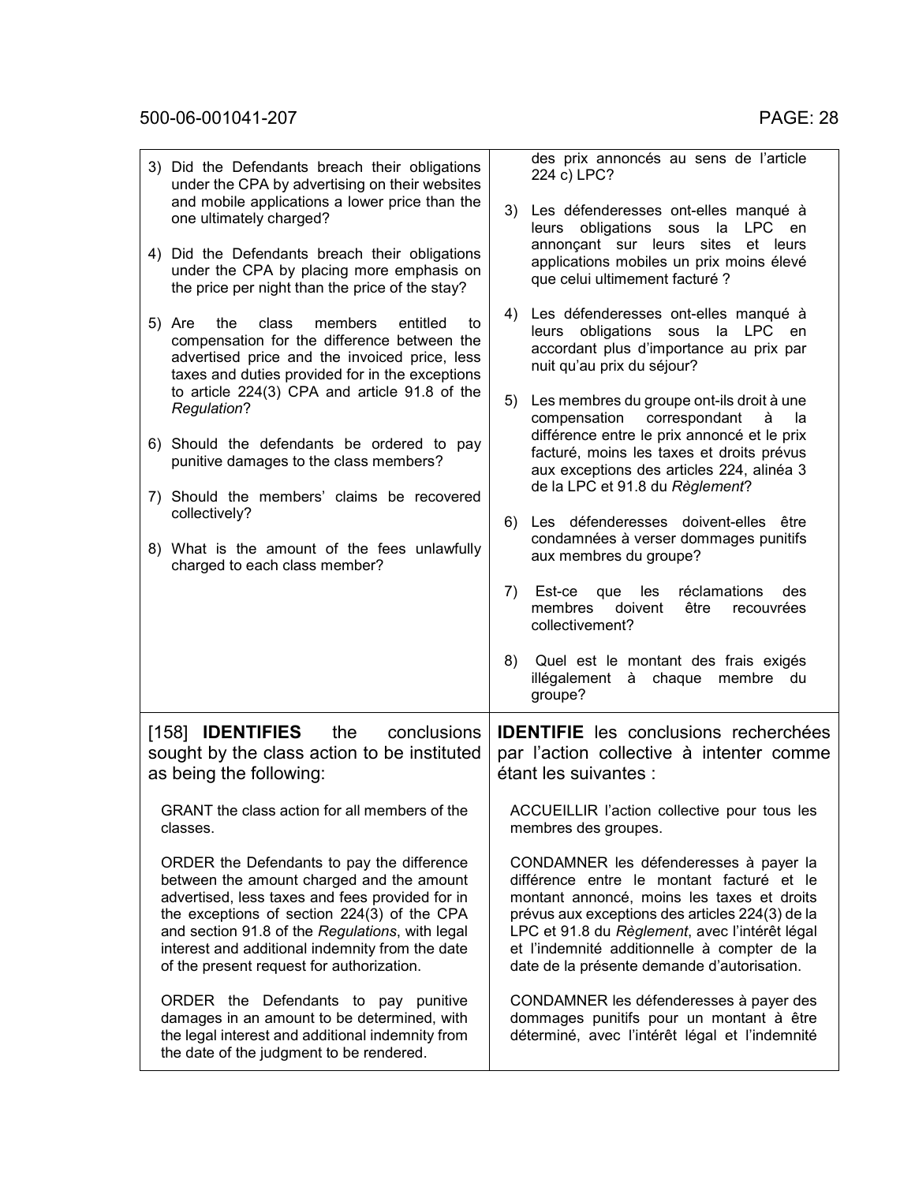| | |
|---|---|
| 3) Did the Defendants breach their obligations under the CPA by advertising on their websites and mobile applications a lower price than the one ultimately charged?<br><br>4) Did the Defendants breach their obligations under the CPA by placing more emphasis on the price per night than the price of the stay?<br><br>5) Are the class members entitled to compensation for the difference between the advertised price and the invoiced price, less taxes and duties provided for in the exceptions to article 224(3) CPA and article 91.8 of the *Regulation*?<br><br>6) Should the defendants be ordered to pay punitive damages to the class members?<br><br>7) Should the members' claims be recovered collectively?<br><br>8) What is the amount of the fees unlawfully charged to each class member? | des prix annoncés au sens de l'article 224 c) LPC?<br><br>3) Les défenderesses ont-elles manqué à leurs obligations sous la LPC en annonçant sur leurs sites et leurs applications mobiles un prix moins élevé que celui ultimement facturé ?<br><br>4) Les défenderesses ont-elles manqué à leurs obligations sous la LPC en accordant plus d'importance au prix par nuit qu'au prix du séjour?<br><br>5) Les membres du groupe ont-ils droit à une compensation correspondant à la différence entre le prix annoncé et le prix facturé, moins les taxes et droits prévus aux exceptions des articles 224, alinéa 3 de la LPC et 91.8 du *Règlement*?<br><br>6) Les défenderesses doivent-elles être condamnées à verser dommages punitifs aux membres du groupe?<br><br>7) Est-ce que les réclamations des membres doivent être recouvrées collectivement?<br><br>8) Quel est le montant des frais exigés illégalement à chaque membre du groupe? |
| [158] **IDENTIFIES** the conclusions sought by the class action to be instituted as being the following:<br><br>GRANT the class action for all members of the classes.<br><br>ORDER the Defendants to pay the difference between the amount charged and the amount advertised, less taxes and fees provided for in the exceptions of section 224(3) of the CPA and section 91.8 of the *Regulations*, with legal interest and additional indemnity from the date of the present request for authorization.<br><br>ORDER the Defendants to pay punitive damages in an amount to be determined, with the legal interest and additional indemnity from the date of the judgment to be rendered. | **IDENTIFIE** les conclusions recherchées par l'action collective à intenter comme étant les suivantes :<br><br>ACCUEILLIR l'action collective pour tous les membres des groupes.<br><br>CONDAMNER les défenderesses à payer la différence entre le montant facturé et le montant annoncé, moins les taxes et droits prévus aux exceptions des articles 224(3) de la LPC et 91.8 du *Règlement*, avec l'intérêt légal et l'indemnité additionnelle à compter de la date de la présente demande d'autorisation.<br><br>CONDAMNER les défenderesses à payer des dommages punitifs pour un montant à être déterminé, avec l'intérêt légal et l'indemnité |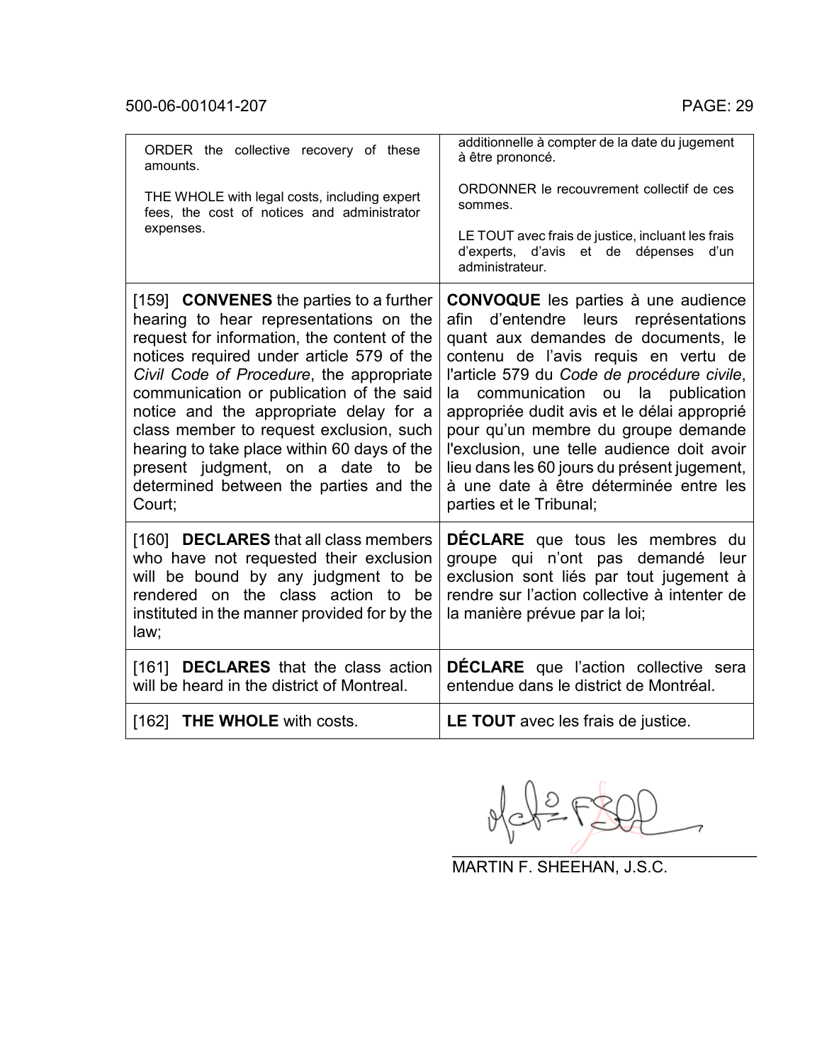| ORDER the collective recovery of these amounts.<br><br>THE WHOLE with legal costs, including expert fees, the cost of notices and administrator expenses. | additionnelle à compter de la date du jugement à être prononcé.<br><br>ORDONNER le recouvrement collectif de ces sommes.<br><br>LE TOUT avec frais de justice, incluant les frais d'experts, d'avis et de dépenses d'un administrateur. |
|---|---|
| [159] **CONVENES** the parties to a further hearing to hear representations on the request for information, the content of the notices required under article 579 of the *Civil Code of Procedure*, the appropriate communication or publication of the said notice and the appropriate delay for a class member to request exclusion, such hearing to take place within 60 days of the present judgment, on a date to be determined between the parties and the Court; | **CONVOQUE** les parties à une audience afin d'entendre leurs représentations quant aux demandes de documents, le contenu de l'avis requis en vertu de l'article 579 du *Code de procédure civile*, la communication ou la publication appropriée dudit avis et le délai approprié pour qu'un membre du groupe demande l'exclusion, une telle audience doit avoir lieu dans les 60 jours du présent jugement, à une date à être déterminée entre les parties et le Tribunal; |
| [160] **DECLARES** that all class members who have not requested their exclusion will be bound by any judgment to be rendered on the class action to be instituted in the manner provided for by the law; | **DÉCLARE** que tous les membres du groupe qui n'ont pas demandé leur exclusion sont liés par tout jugement à rendre sur l'action collective à intenter de la manière prévue par la loi; |
| [161] **DECLARES** that the class action will be heard in the district of Montreal. | **DÉCLARE** que l'action collective sera entendue dans le district de Montréal. |
| [162] **THE WHOLE** with costs. | **LE TOUT** avec les frais de justice. |

MARTIN F. SHEEHAN, J.S.C.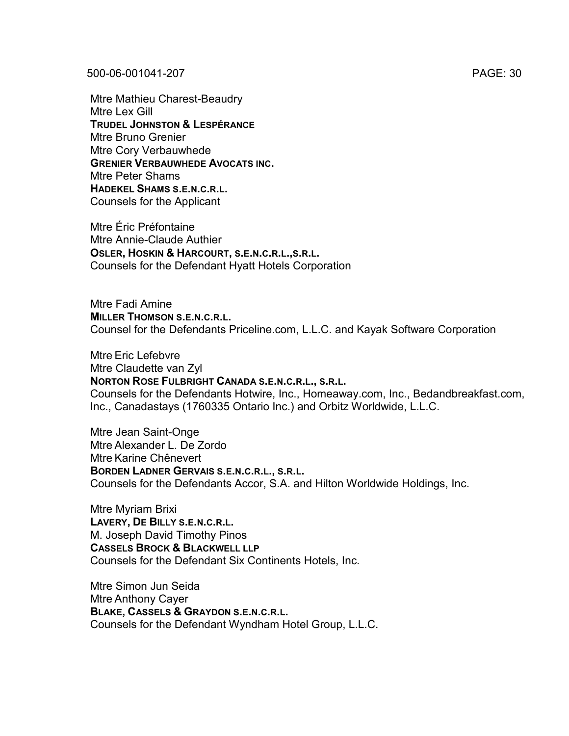Mtre Mathieu Charest-Beaudry
Mtre Lex Gill
**TRUDEL JOHNSTON & LESPÉRANCE**
Mtre Bruno Grenier
Mtre Cory Verbauwhede
**GRENIER VERBAUWHEDE AVOCATS INC.**
Mtre Peter Shams
**HADEKEL SHAMS S.E.N.C.R.L.**
Counsels for the Applicant

Mtre Éric Préfontaine
Mtre Annie-Claude Authier
**OSLER, HOSKIN & HARCOURT, S.E.N.C.R.L.,S.R.L.**
Counsels for the Defendant Hyatt Hotels Corporation

Mtre Fadi Amine
**MILLER THOMSON S.E.N.C.R.L.**
Counsel for the Defendants Priceline.com, L.L.C. and Kayak Software Corporation

Mtre Eric Lefebvre
Mtre Claudette van Zyl
**NORTON ROSE FULBRIGHT CANADA S.E.N.C.R.L., S.R.L.**
Counsels for the Defendants Hotwire, Inc., Homeaway.com, Inc., Bedandbreakfast.com, Inc., Canadastays (1760335 Ontario Inc.) and Orbitz Worldwide, L.L.C.

Mtre Jean Saint-Onge
Mtre Alexander L. De Zordo
Mtre Karine Chênevert
**BORDEN LADNER GERVAIS S.E.N.C.R.L., S.R.L.**
Counsels for the Defendants Accor, S.A. and Hilton Worldwide Holdings, Inc.

Mtre Myriam Brixi
**LAVERY, DE BILLY S.E.N.C.R.L.**
M. Joseph David Timothy Pinos
**CASSELS BROCK & BLACKWELL LLP**
Counsels for the Defendant Six Continents Hotels, Inc.

Mtre Simon Jun Seida
Mtre Anthony Cayer
**BLAKE, CASSELS & GRAYDON S.E.N.C.R.L.**
Counsels for the Defendant Wyndham Hotel Group, L.L.C.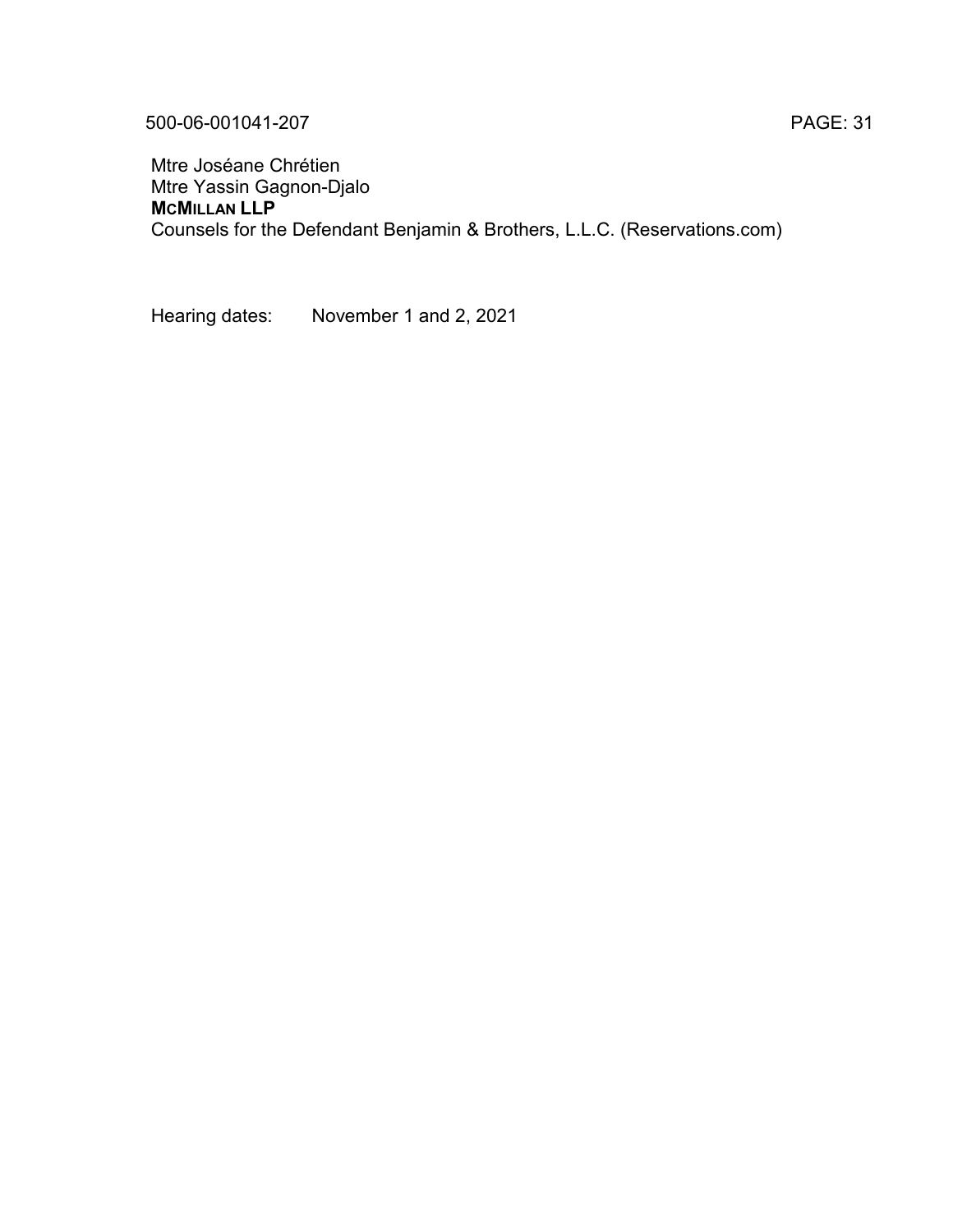Mtre Joséane Chrétien
Mtre Yassin Gagnon-Djalo
**MCMILLAN LLP**
Counsels for the Defendant Benjamin & Brothers, L.L.C. (Reservations.com)

Hearing dates: November 1 and 2, 2021